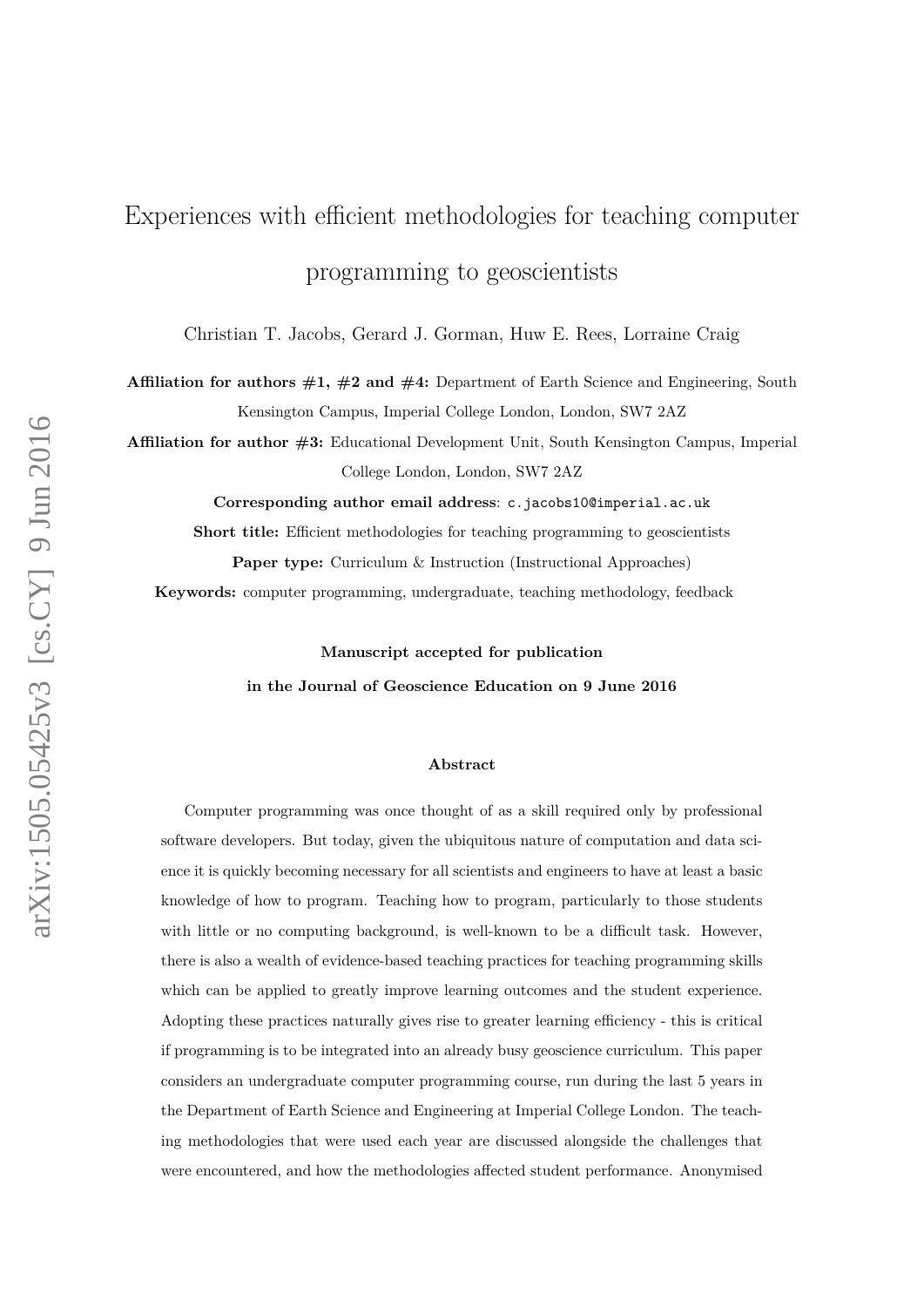# Experiences with efficient methodologies for teaching computer programming to geoscientists

Christian T. Jacobs, Gerard J. Gorman, Huw E. Rees, Lorraine Craig

**Affiliation for authors #1, #2 and #4:** Department of Earth Science and Engineering, South Kensington Campus, Imperial College London, London, SW7 2AZ

**Affiliation for author #3:** Educational Development Unit, South Kensington Campus, Imperial College London, London, SW7 2AZ

**Corresponding author email address**: `c.jacobs10@imperial.ac.uk`

**Short title:** Efficient methodologies for teaching programming to geoscientists

**Paper type:** Curriculum & Instruction (Instructional Approaches)

**Keywords:** computer programming, undergraduate, teaching methodology, feedback

**Manuscript accepted for publication**

**in the Journal of Geoscience Education on 9 June 2016**

## Abstract

Computer programming was once thought of as a skill required only by professional software developers. But today, given the ubiquitous nature of computation and data science it is quickly becoming necessary for all scientists and engineers to have at least a basic knowledge of how to program. Teaching how to program, particularly to those students with little or no computing background, is well-known to be a difficult task. However, there is also a wealth of evidence-based teaching practices for teaching programming skills which can be applied to greatly improve learning outcomes and the student experience. Adopting these practices naturally gives rise to greater learning efficiency - this is critical if programming is to be integrated into an already busy geoscience curriculum. This paper considers an undergraduate computer programming course, run during the last 5 years in the Department of Earth Science and Engineering at Imperial College London. The teaching methodologies that were used each year are discussed alongside the challenges that were encountered, and how the methodologies affected student performance. Anonymised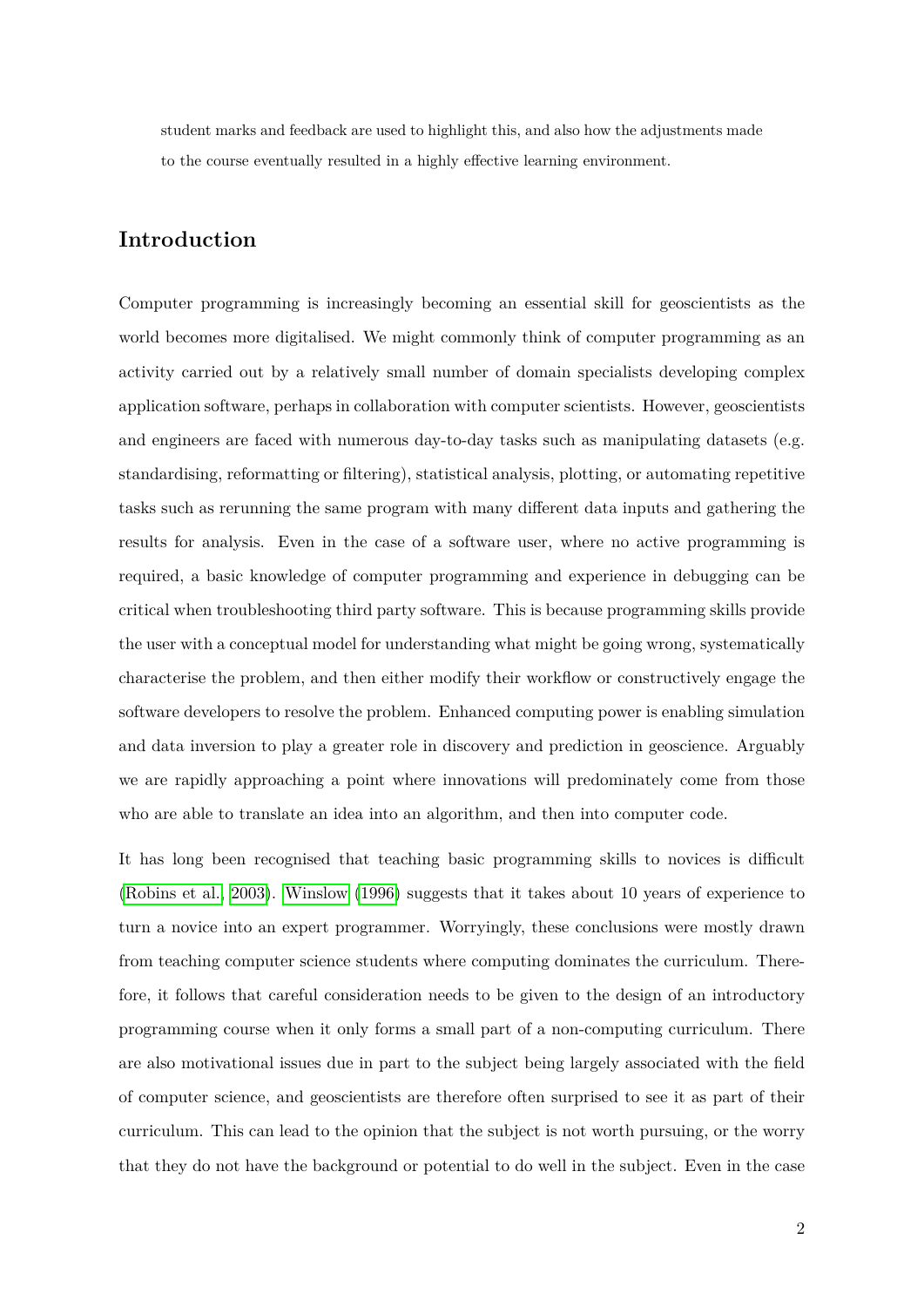student marks and feedback are used to highlight this, and also how the adjustments made to the course eventually resulted in a highly effective learning environment.

## Introduction

Computer programming is increasingly becoming an essential skill for geoscientists as the world becomes more digitalised. We might commonly think of computer programming as an activity carried out by a relatively small number of domain specialists developing complex application software, perhaps in collaboration with computer scientists. However, geoscientists and engineers are faced with numerous day-to-day tasks such as manipulating datasets (e.g. standardising, reformatting or filtering), statistical analysis, plotting, or automating repetitive tasks such as rerunning the same program with many different data inputs and gathering the results for analysis. Even in the case of a software user, where no active programming is required, a basic knowledge of computer programming and experience in debugging can be critical when troubleshooting third party software. This is because programming skills provide the user with a conceptual model for understanding what might be going wrong, systematically characterise the problem, and then either modify their workflow or constructively engage the software developers to resolve the problem. Enhanced computing power is enabling simulation and data inversion to play a greater role in discovery and prediction in geoscience. Arguably we are rapidly approaching a point where innovations will predominately come from those who are able to translate an idea into an algorithm, and then into computer code.

It has long been recognised that teaching basic programming skills to novices is difficult (Robins et al., 2003). Winslow (1996) suggests that it takes about 10 years of experience to turn a novice into an expert programmer. Worryingly, these conclusions were mostly drawn from teaching computer science students where computing dominates the curriculum. Therefore, it follows that careful consideration needs to be given to the design of an introductory programming course when it only forms a small part of a non-computing curriculum. There are also motivational issues due in part to the subject being largely associated with the field of computer science, and geoscientists are therefore often surprised to see it as part of their curriculum. This can lead to the opinion that the subject is not worth pursuing, or the worry that they do not have the background or potential to do well in the subject. Even in the case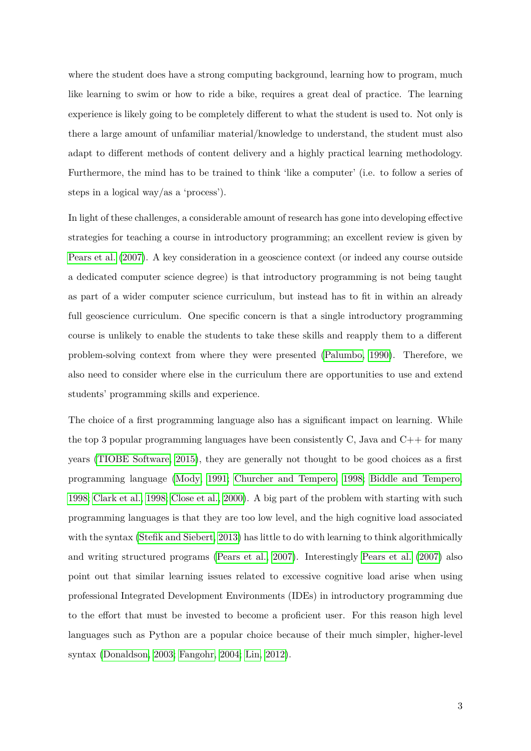where the student does have a strong computing background, learning how to program, much like learning to swim or how to ride a bike, requires a great deal of practice. The learning experience is likely going to be completely different to what the student is used to. Not only is there a large amount of unfamiliar material/knowledge to understand, the student must also adapt to different methods of content delivery and a highly practical learning methodology. Furthermore, the mind has to be trained to think 'like a computer' (i.e. to follow a series of steps in a logical way/as a 'process').

In light of these challenges, a considerable amount of research has gone into developing effective strategies for teaching a course in introductory programming; an excellent review is given by Pears et al. (2007). A key consideration in a geoscience context (or indeed any course outside a dedicated computer science degree) is that introductory programming is not being taught as part of a wider computer science curriculum, but instead has to fit in within an already full geoscience curriculum. One specific concern is that a single introductory programming course is unlikely to enable the students to take these skills and reapply them to a different problem-solving context from where they were presented (Palumbo, 1990). Therefore, we also need to consider where else in the curriculum there are opportunities to use and extend students' programming skills and experience.

The choice of a first programming language also has a significant impact on learning. While the top 3 popular programming languages have been consistently C, Java and C++ for many years (TIOBE Software, 2015), they are generally not thought to be good choices as a first programming language (Mody, 1991; Churcher and Tempero, 1998; Biddle and Tempero, 1998; Clark et al., 1998; Close et al., 2000). A big part of the problem with starting with such programming languages is that they are too low level, and the high cognitive load associated with the syntax (Stefik and Siebert, 2013) has little to do with learning to think algorithmically and writing structured programs (Pears et al., 2007). Interestingly Pears et al. (2007) also point out that similar learning issues related to excessive cognitive load arise when using professional Integrated Development Environments (IDEs) in introductory programming due to the effort that must be invested to become a proficient user. For this reason high level languages such as Python are a popular choice because of their much simpler, higher-level syntax (Donaldson, 2003; Fangohr, 2004; Lin, 2012).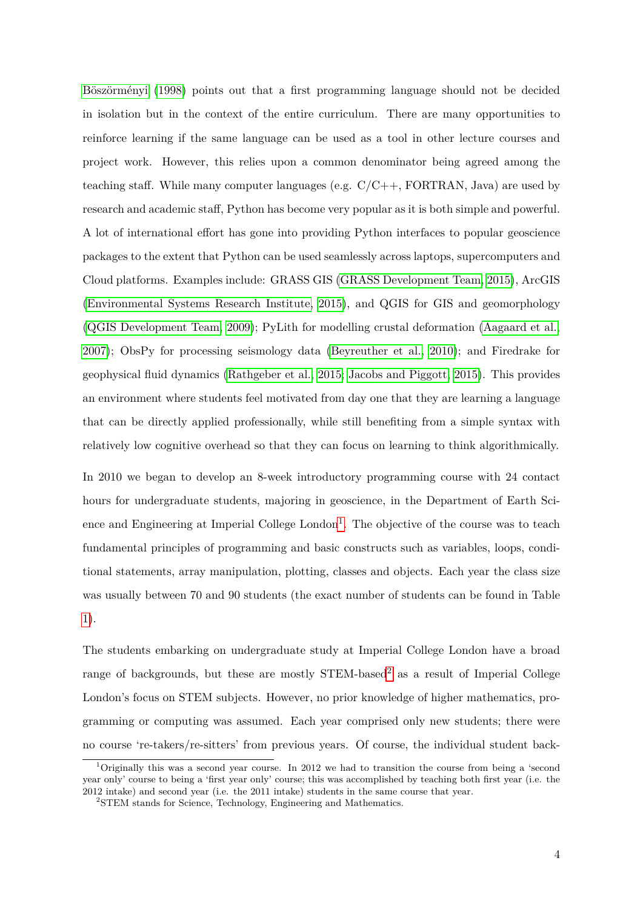Böszörményi (1998) points out that a first programming language should not be decided in isolation but in the context of the entire curriculum. There are many opportunities to reinforce learning if the same language can be used as a tool in other lecture courses and project work. However, this relies upon a common denominator being agreed among the teaching staff. While many computer languages (e.g. C/C++, FORTRAN, Java) are used by research and academic staff, Python has become very popular as it is both simple and powerful. A lot of international effort has gone into providing Python interfaces to popular geoscience packages to the extent that Python can be used seamlessly across laptops, supercomputers and Cloud platforms. Examples include: GRASS GIS (GRASS Development Team, 2015), ArcGIS (Environmental Systems Research Institute, 2015), and QGIS for GIS and geomorphology (QGIS Development Team, 2009); PyLith for modelling crustal deformation (Aagaard et al., 2007); ObsPy for processing seismology data (Beyreuther et al., 2010); and Firedrake for geophysical fluid dynamics (Rathgeber et al., 2015; Jacobs and Piggott, 2015). This provides an environment where students feel motivated from day one that they are learning a language that can be directly applied professionally, while still benefiting from a simple syntax with relatively low cognitive overhead so that they can focus on learning to think algorithmically.

In 2010 we began to develop an 8-week introductory programming course with 24 contact hours for undergraduate students, majoring in geoscience, in the Department of Earth Science and Engineering at Imperial College London[1]. The objective of the course was to teach fundamental principles of programming and basic constructs such as variables, loops, conditional statements, array manipulation, plotting, classes and objects. Each year the class size was usually between 70 and 90 students (the exact number of students can be found in Table 1).

The students embarking on undergraduate study at Imperial College London have a broad range of backgrounds, but these are mostly STEM-based[2] as a result of Imperial College London's focus on STEM subjects. However, no prior knowledge of higher mathematics, programming or computing was assumed. Each year comprised only new students; there were no course 're-takers/re-sitters' from previous years. Of course, the individual student back-

[1] Originally this was a second year course. In 2012 we had to transition the course from being a 'second year only' course to being a 'first year only' course; this was accomplished by teaching both first year (i.e. the 2012 intake) and second year (i.e. the 2011 intake) students in the same course that year.

[2] STEM stands for Science, Technology, Engineering and Mathematics.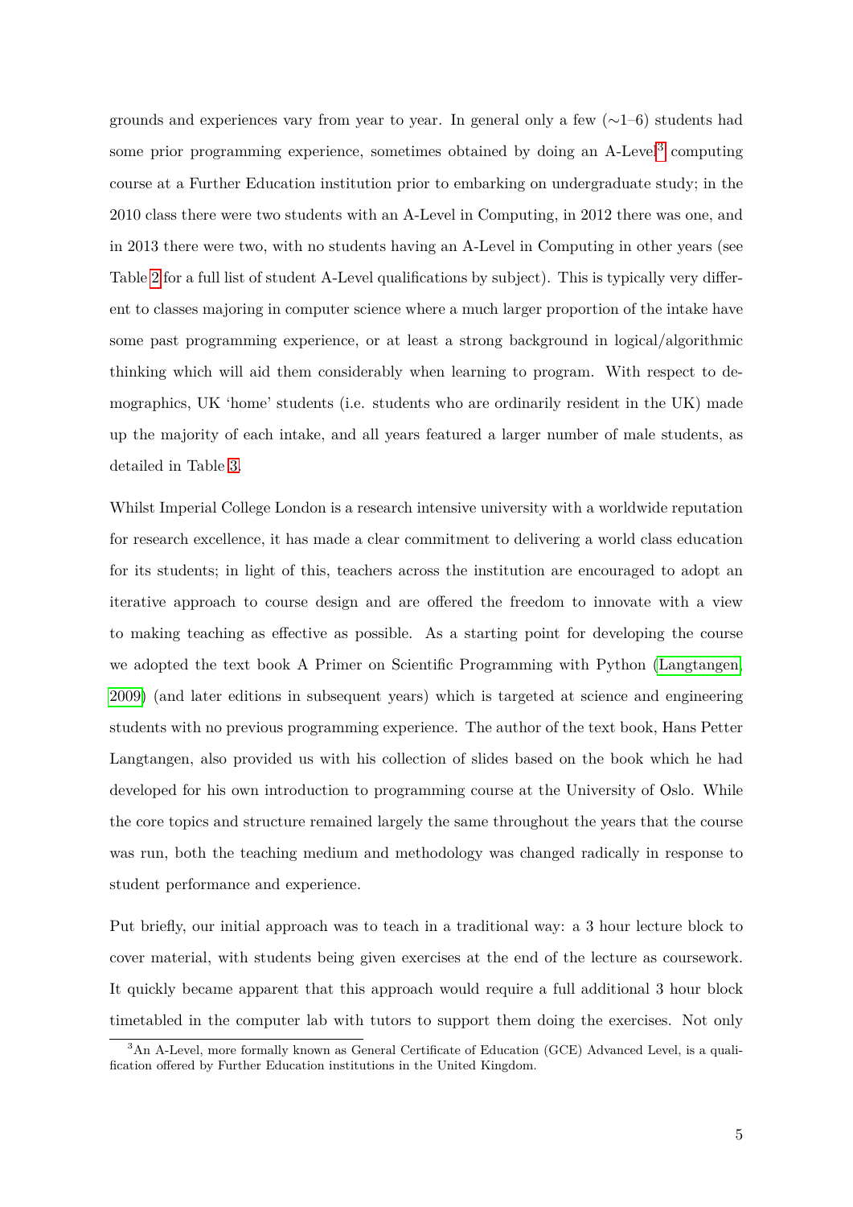grounds and experiences vary from year to year. In general only a few (∼1–6) students had some prior programming experience, sometimes obtained by doing an A-Level[3] computing course at a Further Education institution prior to embarking on undergraduate study; in the 2010 class there were two students with an A-Level in Computing, in 2012 there was one, and in 2013 there were two, with no students having an A-Level in Computing in other years (see Table 2 for a full list of student A-Level qualifications by subject). This is typically very different to classes majoring in computer science where a much larger proportion of the intake have some past programming experience, or at least a strong background in logical/algorithmic thinking which will aid them considerably when learning to program. With respect to demographics, UK 'home' students (i.e. students who are ordinarily resident in the UK) made up the majority of each intake, and all years featured a larger number of male students, as detailed in Table 3.

Whilst Imperial College London is a research intensive university with a worldwide reputation for research excellence, it has made a clear commitment to delivering a world class education for its students; in light of this, teachers across the institution are encouraged to adopt an iterative approach to course design and are offered the freedom to innovate with a view to making teaching as effective as possible. As a starting point for developing the course we adopted the text book A Primer on Scientific Programming with Python (Langtangen, 2009) (and later editions in subsequent years) which is targeted at science and engineering students with no previous programming experience. The author of the text book, Hans Petter Langtangen, also provided us with his collection of slides based on the book which he had developed for his own introduction to programming course at the University of Oslo. While the core topics and structure remained largely the same throughout the years that the course was run, both the teaching medium and methodology was changed radically in response to student performance and experience.

Put briefly, our initial approach was to teach in a traditional way: a 3 hour lecture block to cover material, with students being given exercises at the end of the lecture as coursework. It quickly became apparent that this approach would require a full additional 3 hour block timetabled in the computer lab with tutors to support them doing the exercises. Not only

[3] An A-Level, more formally known as General Certificate of Education (GCE) Advanced Level, is a qualification offered by Further Education institutions in the United Kingdom.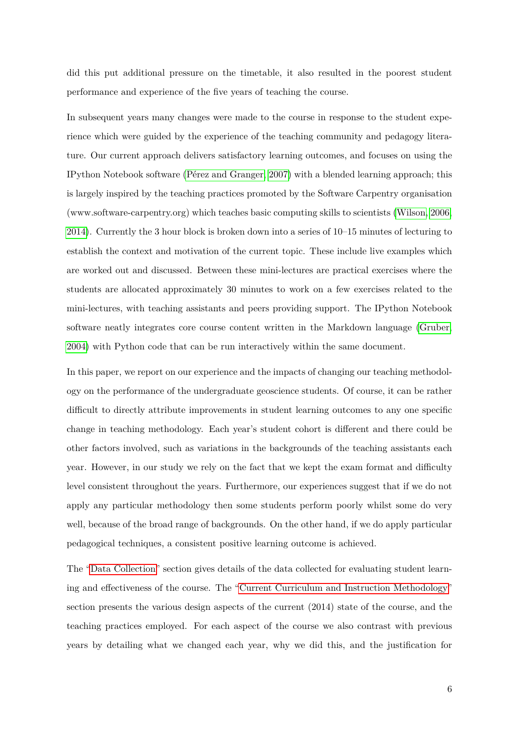did this put additional pressure on the timetable, it also resulted in the poorest student performance and experience of the five years of teaching the course.

In subsequent years many changes were made to the course in response to the student experience which were guided by the experience of the teaching community and pedagogy literature. Our current approach delivers satisfactory learning outcomes, and focuses on using the IPython Notebook software (Pérez and Granger, 2007) with a blended learning approach; this is largely inspired by the teaching practices promoted by the Software Carpentry organisation (www.software-carpentry.org) which teaches basic computing skills to scientists (Wilson, 2006, 2014). Currently the 3 hour block is broken down into a series of 10–15 minutes of lecturing to establish the context and motivation of the current topic. These include live examples which are worked out and discussed. Between these mini-lectures are practical exercises where the students are allocated approximately 30 minutes to work on a few exercises related to the mini-lectures, with teaching assistants and peers providing support. The IPython Notebook software neatly integrates core course content written in the Markdown language (Gruber, 2004) with Python code that can be run interactively within the same document.

In this paper, we report on our experience and the impacts of changing our teaching methodology on the performance of the undergraduate geoscience students. Of course, it can be rather difficult to directly attribute improvements in student learning outcomes to any one specific change in teaching methodology. Each year's student cohort is different and there could be other factors involved, such as variations in the backgrounds of the teaching assistants each year. However, in our study we rely on the fact that we kept the exam format and difficulty level consistent throughout the years. Furthermore, our experiences suggest that if we do not apply any particular methodology then some students perform poorly whilst some do very well, because of the broad range of backgrounds. On the other hand, if we do apply particular pedagogical techniques, a consistent positive learning outcome is achieved.

The "Data Collection" section gives details of the data collected for evaluating student learning and effectiveness of the course. The "Current Curriculum and Instruction Methodology" section presents the various design aspects of the current (2014) state of the course, and the teaching practices employed. For each aspect of the course we also contrast with previous years by detailing what we changed each year, why we did this, and the justification for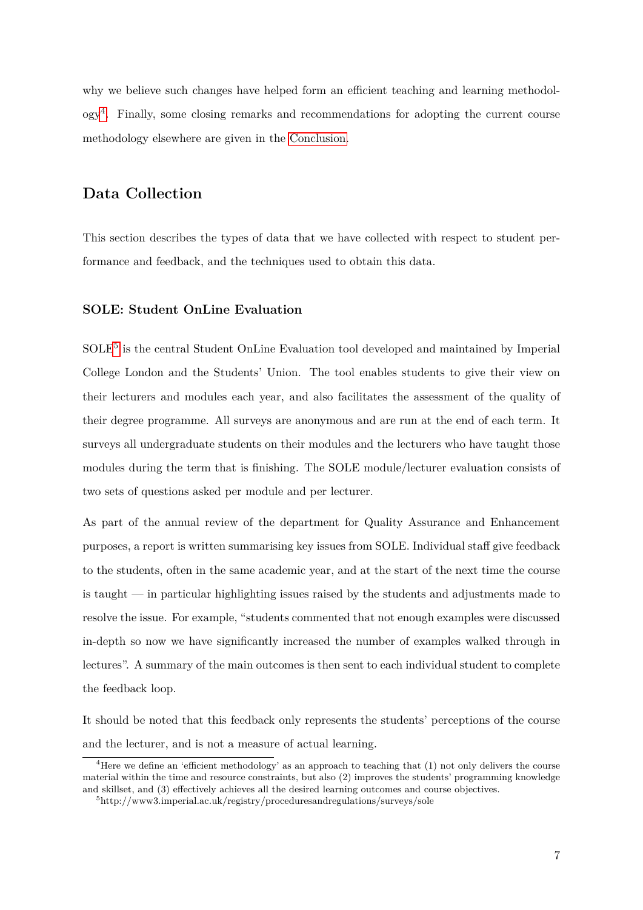why we believe such changes have helped form an efficient teaching and learning methodology[4]. Finally, some closing remarks and recommendations for adopting the current course methodology elsewhere are given in the Conclusion.

## Data Collection

This section describes the types of data that we have collected with respect to student performance and feedback, and the techniques used to obtain this data.

### SOLE: Student OnLine Evaluation

SOLE[5] is the central Student OnLine Evaluation tool developed and maintained by Imperial College London and the Students' Union. The tool enables students to give their view on their lecturers and modules each year, and also facilitates the assessment of the quality of their degree programme. All surveys are anonymous and are run at the end of each term. It surveys all undergraduate students on their modules and the lecturers who have taught those modules during the term that is finishing. The SOLE module/lecturer evaluation consists of two sets of questions asked per module and per lecturer.

As part of the annual review of the department for Quality Assurance and Enhancement purposes, a report is written summarising key issues from SOLE. Individual staff give feedback to the students, often in the same academic year, and at the start of the next time the course is taught — in particular highlighting issues raised by the students and adjustments made to resolve the issue. For example, "students commented that not enough examples were discussed in-depth so now we have significantly increased the number of examples walked through in lectures". A summary of the main outcomes is then sent to each individual student to complete the feedback loop.

It should be noted that this feedback only represents the students' perceptions of the course and the lecturer, and is not a measure of actual learning.

---

[4] Here we define an 'efficient methodology' as an approach to teaching that (1) not only delivers the course material within the time and resource constraints, but also (2) improves the students' programming knowledge and skillset, and (3) effectively achieves all the desired learning outcomes and course objectives.

[5] http://www3.imperial.ac.uk/registry/proceduresandregulations/surveys/sole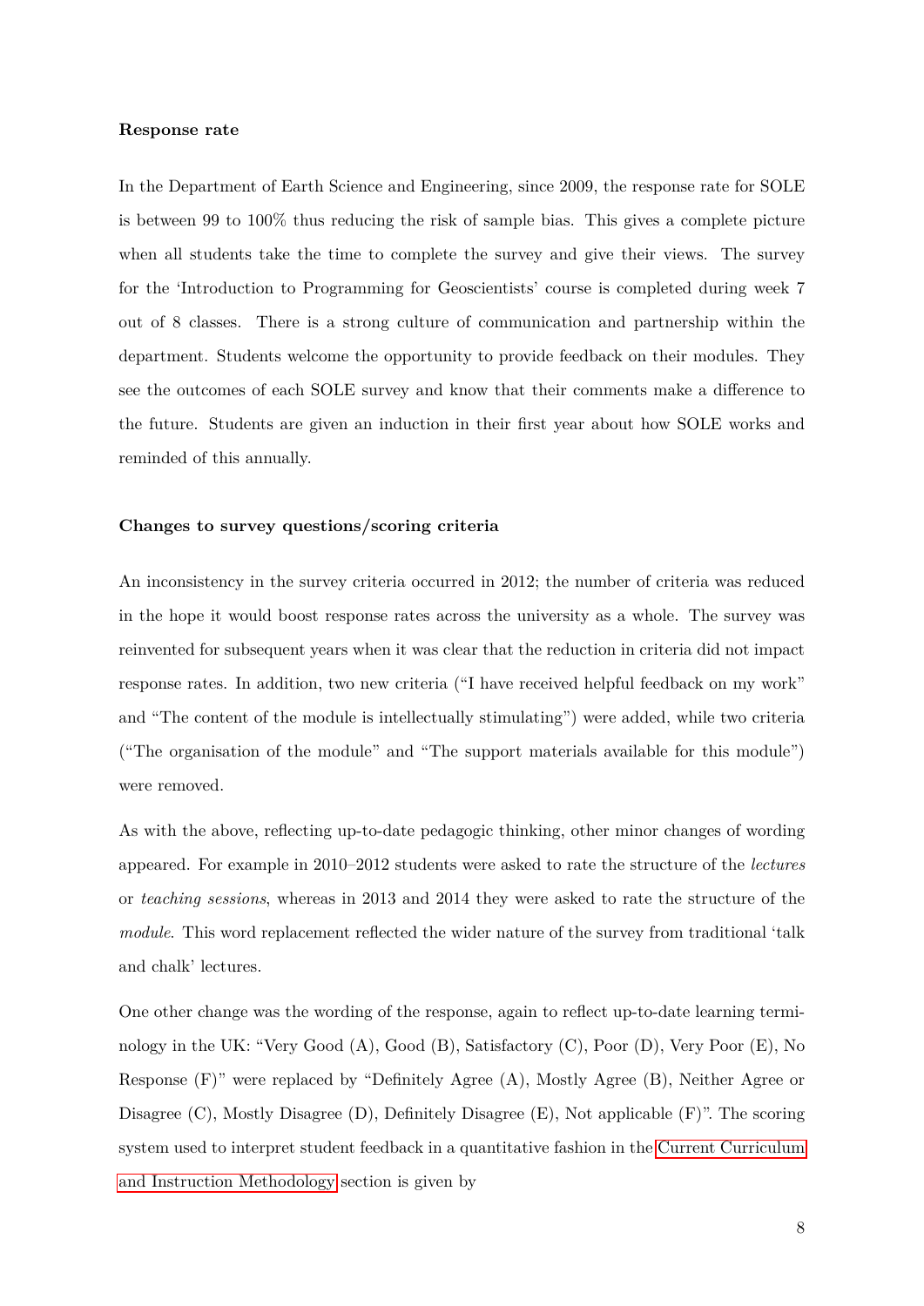**Response rate**

In the Department of Earth Science and Engineering, since 2009, the response rate for SOLE is between 99 to 100% thus reducing the risk of sample bias. This gives a complete picture when all students take the time to complete the survey and give their views. The survey for the 'Introduction to Programming for Geoscientists' course is completed during week 7 out of 8 classes. There is a strong culture of communication and partnership within the department. Students welcome the opportunity to provide feedback on their modules. They see the outcomes of each SOLE survey and know that their comments make a difference to the future. Students are given an induction in their first year about how SOLE works and reminded of this annually.

**Changes to survey questions/scoring criteria**

An inconsistency in the survey criteria occurred in 2012; the number of criteria was reduced in the hope it would boost response rates across the university as a whole. The survey was reinvented for subsequent years when it was clear that the reduction in criteria did not impact response rates. In addition, two new criteria ("I have received helpful feedback on my work" and "The content of the module is intellectually stimulating") were added, while two criteria ("The organisation of the module" and "The support materials available for this module") were removed.

As with the above, reflecting up-to-date pedagogic thinking, other minor changes of wording appeared. For example in 2010–2012 students were asked to rate the structure of the *lectures* or *teaching sessions*, whereas in 2013 and 2014 they were asked to rate the structure of the *module*. This word replacement reflected the wider nature of the survey from traditional 'talk and chalk' lectures.

One other change was the wording of the response, again to reflect up-to-date learning terminology in the UK: "Very Good (A), Good (B), Satisfactory (C), Poor (D), Very Poor (E), No Response (F)" were replaced by "Definitely Agree (A), Mostly Agree (B), Neither Agree or Disagree (C), Mostly Disagree (D), Definitely Disagree (E), Not applicable (F)". The scoring system used to interpret student feedback in a quantitative fashion in the Current Curriculum and Instruction Methodology section is given by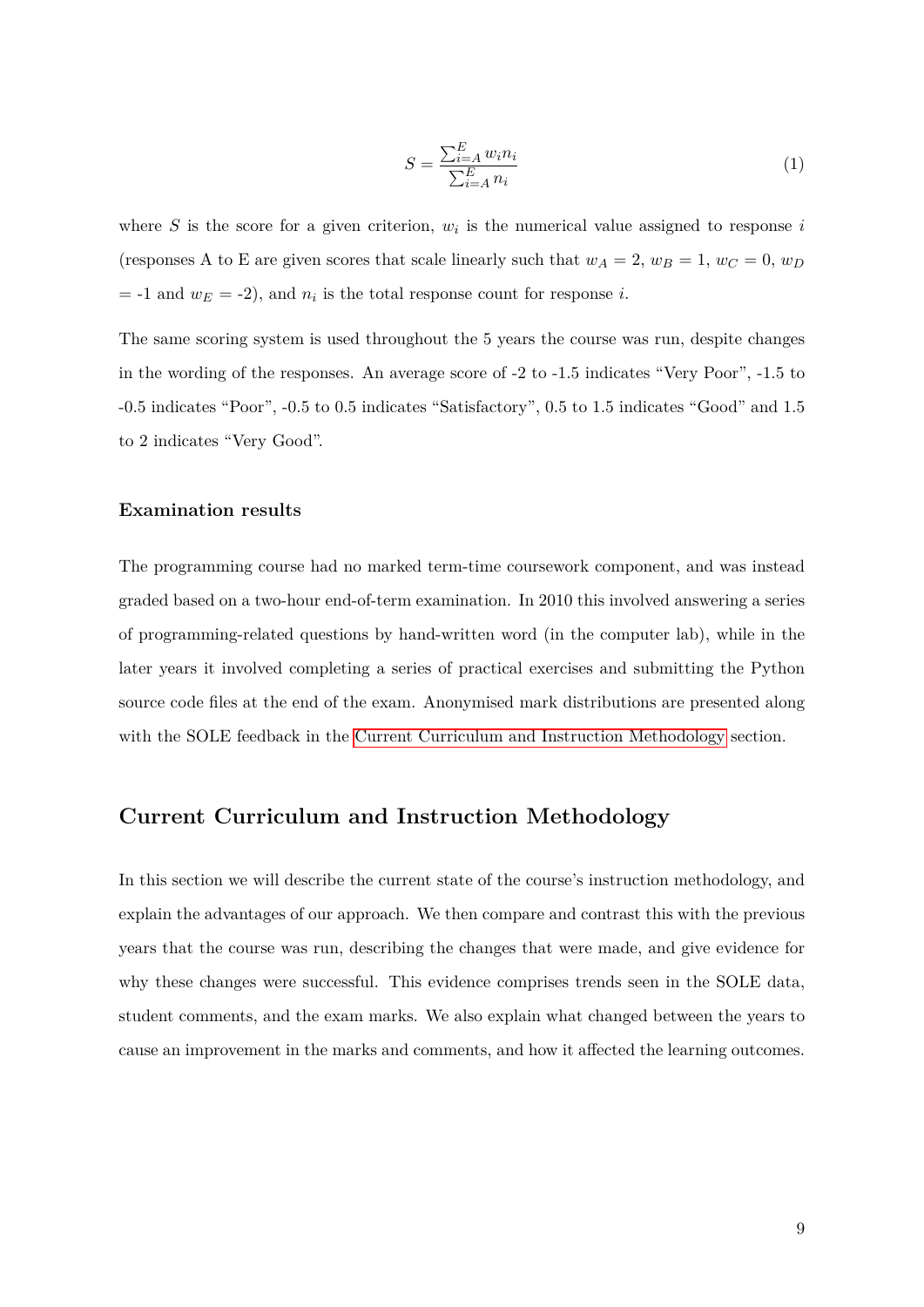$$S = \frac{\sum_{i=A}^{E} w_i n_i}{\sum_{i=A}^{E} n_i} \tag{1}$$

where $S$ is the score for a given criterion, $w_i$ is the numerical value assigned to response $i$ (responses A to E are given scores that scale linearly such that $w_A$ = 2, $w_B$ = 1, $w_C$ = 0, $w_D$ = -1 and $w_E$ = -2), and $n_i$ is the total response count for response $i$.

The same scoring system is used throughout the 5 years the course was run, despite changes in the wording of the responses. An average score of -2 to -1.5 indicates "Very Poor", -1.5 to -0.5 indicates "Poor", -0.5 to 0.5 indicates "Satisfactory", 0.5 to 1.5 indicates "Good" and 1.5 to 2 indicates "Very Good".

### Examination results

The programming course had no marked term-time coursework component, and was instead graded based on a two-hour end-of-term examination. In 2010 this involved answering a series of programming-related questions by hand-written word (in the computer lab), while in the later years it involved completing a series of practical exercises and submitting the Python source code files at the end of the exam. Anonymised mark distributions are presented along with the SOLE feedback in the Current Curriculum and Instruction Methodology section.

## Current Curriculum and Instruction Methodology

In this section we will describe the current state of the course's instruction methodology, and explain the advantages of our approach. We then compare and contrast this with the previous years that the course was run, describing the changes that were made, and give evidence for why these changes were successful. This evidence comprises trends seen in the SOLE data, student comments, and the exam marks. We also explain what changed between the years to cause an improvement in the marks and comments, and how it affected the learning outcomes.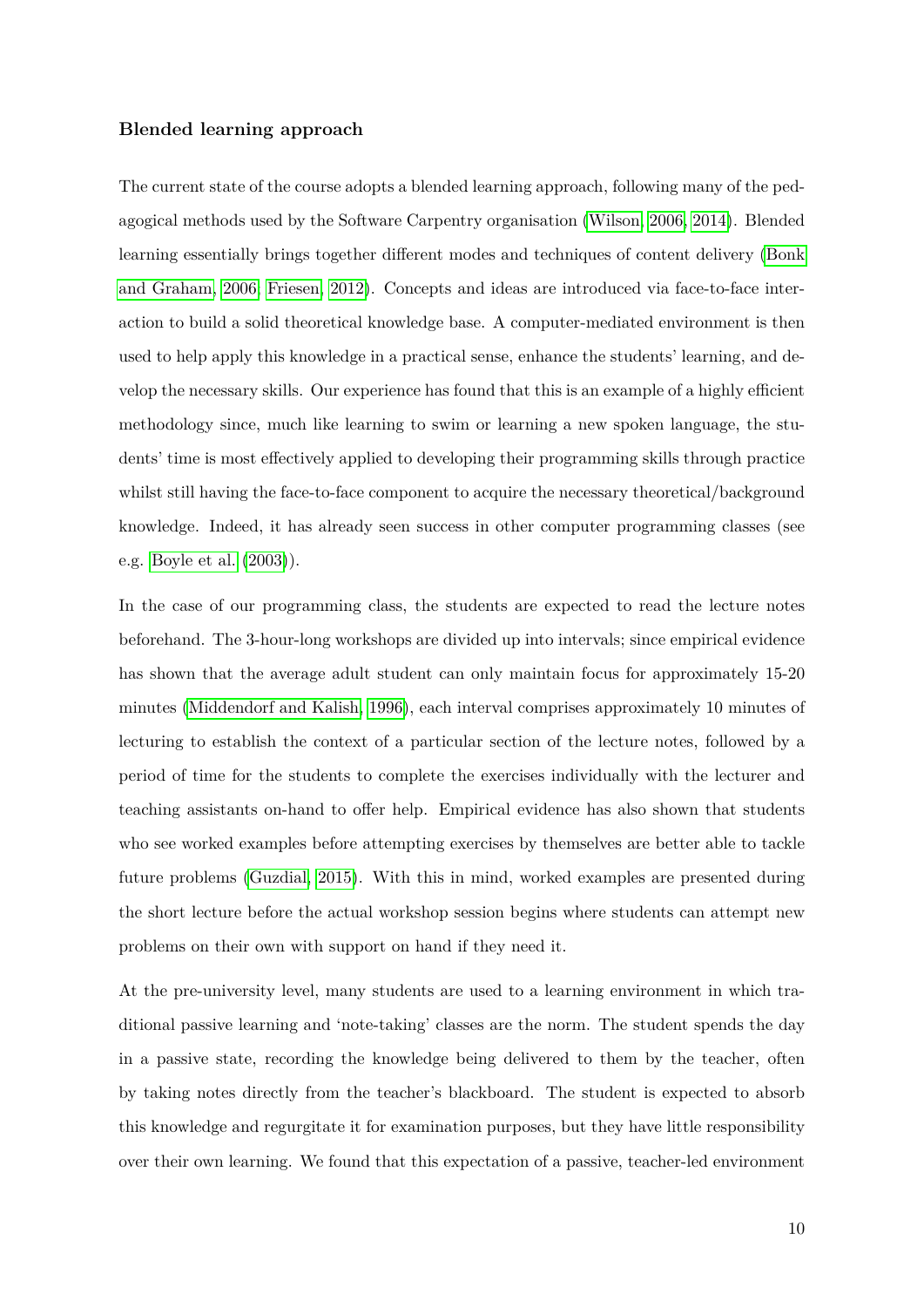**Blended learning approach**

The current state of the course adopts a blended learning approach, following many of the pedagogical methods used by the Software Carpentry organisation (Wilson, 2006, 2014). Blended learning essentially brings together different modes and techniques of content delivery (Bonk and Graham, 2006; Friesen, 2012). Concepts and ideas are introduced via face-to-face interaction to build a solid theoretical knowledge base. A computer-mediated environment is then used to help apply this knowledge in a practical sense, enhance the students' learning, and develop the necessary skills. Our experience has found that this is an example of a highly efficient methodology since, much like learning to swim or learning a new spoken language, the students' time is most effectively applied to developing their programming skills through practice whilst still having the face-to-face component to acquire the necessary theoretical/background knowledge. Indeed, it has already seen success in other computer programming classes (see e.g. Boyle et al. (2003)).

In the case of our programming class, the students are expected to read the lecture notes beforehand. The 3-hour-long workshops are divided up into intervals; since empirical evidence has shown that the average adult student can only maintain focus for approximately 15-20 minutes (Middendorf and Kalish, 1996), each interval comprises approximately 10 minutes of lecturing to establish the context of a particular section of the lecture notes, followed by a period of time for the students to complete the exercises individually with the lecturer and teaching assistants on-hand to offer help. Empirical evidence has also shown that students who see worked examples before attempting exercises by themselves are better able to tackle future problems (Guzdial, 2015). With this in mind, worked examples are presented during the short lecture before the actual workshop session begins where students can attempt new problems on their own with support on hand if they need it.

At the pre-university level, many students are used to a learning environment in which traditional passive learning and 'note-taking' classes are the norm. The student spends the day in a passive state, recording the knowledge being delivered to them by the teacher, often by taking notes directly from the teacher's blackboard. The student is expected to absorb this knowledge and regurgitate it for examination purposes, but they have little responsibility over their own learning. We found that this expectation of a passive, teacher-led environment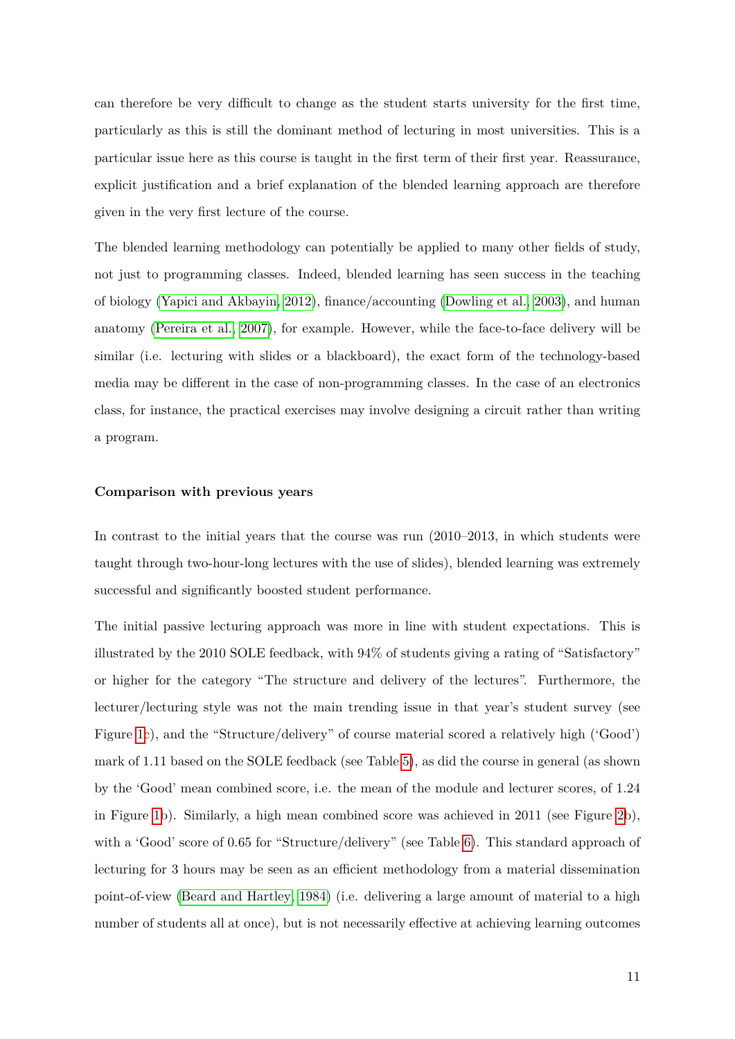can therefore be very difficult to change as the student starts university for the first time, particularly as this is still the dominant method of lecturing in most universities. This is a particular issue here as this course is taught in the first term of their first year. Reassurance, explicit justification and a brief explanation of the blended learning approach are therefore given in the very first lecture of the course.

The blended learning methodology can potentially be applied to many other fields of study, not just to programming classes. Indeed, blended learning has seen success in the teaching of biology (Yapici and Akbayin, 2012), finance/accounting (Dowling et al., 2003), and human anatomy (Pereira et al., 2007), for example. However, while the face-to-face delivery will be similar (i.e. lecturing with slides or a blackboard), the exact form of the technology-based media may be different in the case of non-programming classes. In the case of an electronics class, for instance, the practical exercises may involve designing a circuit rather than writing a program.

### Comparison with previous years

In contrast to the initial years that the course was run (2010–2013, in which students were taught through two-hour-long lectures with the use of slides), blended learning was extremely successful and significantly boosted student performance.

The initial passive lecturing approach was more in line with student expectations. This is illustrated by the 2010 SOLE feedback, with 94% of students giving a rating of "Satisfactory" or higher for the category "The structure and delivery of the lectures". Furthermore, the lecturer/lecturing style was not the main trending issue in that year's student survey (see Figure 1c), and the "Structure/delivery" of course material scored a relatively high ('Good') mark of 1.11 based on the SOLE feedback (see Table 5), as did the course in general (as shown by the 'Good' mean combined score, i.e. the mean of the module and lecturer scores, of 1.24 in Figure 1b). Similarly, a high mean combined score was achieved in 2011 (see Figure 2b), with a 'Good' score of 0.65 for "Structure/delivery" (see Table 6). This standard approach of lecturing for 3 hours may be seen as an efficient methodology from a material dissemination point-of-view (Beard and Hartley, 1984) (i.e. delivering a large amount of material to a high number of students all at once), but is not necessarily effective at achieving learning outcomes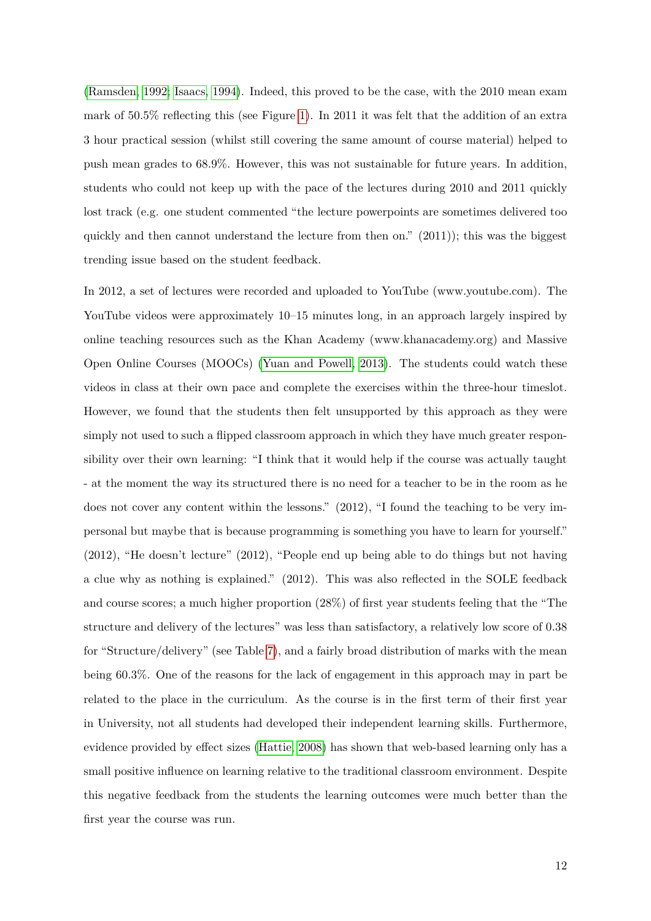(Ramsden, 1992; Isaacs, 1994). Indeed, this proved to be the case, with the 2010 mean exam mark of 50.5% reflecting this (see Figure 1). In 2011 it was felt that the addition of an extra 3 hour practical session (whilst still covering the same amount of course material) helped to push mean grades to 68.9%. However, this was not sustainable for future years. In addition, students who could not keep up with the pace of the lectures during 2010 and 2011 quickly lost track (e.g. one student commented "the lecture powerpoints are sometimes delivered too quickly and then cannot understand the lecture from then on." (2011)); this was the biggest trending issue based on the student feedback.

In 2012, a set of lectures were recorded and uploaded to YouTube (www.youtube.com). The YouTube videos were approximately 10–15 minutes long, in an approach largely inspired by online teaching resources such as the Khan Academy (www.khanacademy.org) and Massive Open Online Courses (MOOCs) (Yuan and Powell, 2013). The students could watch these videos in class at their own pace and complete the exercises within the three-hour timeslot. However, we found that the students then felt unsupported by this approach as they were simply not used to such a flipped classroom approach in which they have much greater responsibility over their own learning: "I think that it would help if the course was actually taught - at the moment the way its structured there is no need for a teacher to be in the room as he does not cover any content within the lessons." (2012), "I found the teaching to be very impersonal but maybe that is because programming is something you have to learn for yourself." (2012), "He doesn't lecture" (2012), "People end up being able to do things but not having a clue why as nothing is explained." (2012). This was also reflected in the SOLE feedback and course scores; a much higher proportion (28%) of first year students feeling that the "The structure and delivery of the lectures" was less than satisfactory, a relatively low score of 0.38 for "Structure/delivery" (see Table 7), and a fairly broad distribution of marks with the mean being 60.3%. One of the reasons for the lack of engagement in this approach may in part be related to the place in the curriculum. As the course is in the first term of their first year in University, not all students had developed their independent learning skills. Furthermore, evidence provided by effect sizes (Hattie, 2008) has shown that web-based learning only has a small positive influence on learning relative to the traditional classroom environment. Despite this negative feedback from the students the learning outcomes were much better than the first year the course was run.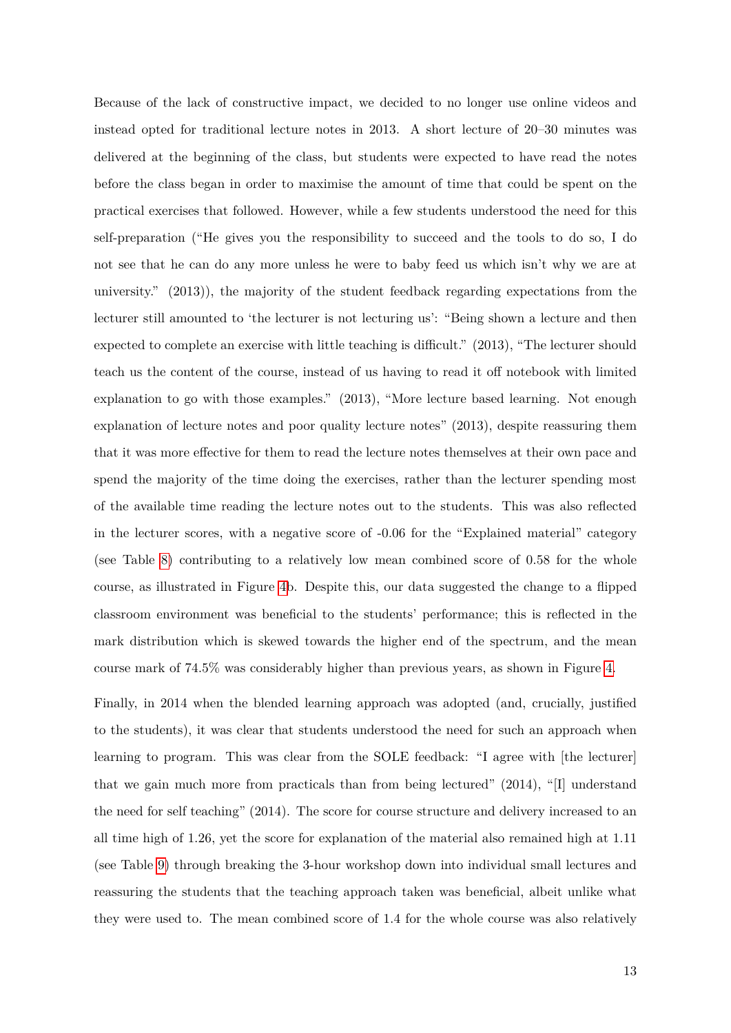Because of the lack of constructive impact, we decided to no longer use online videos and instead opted for traditional lecture notes in 2013. A short lecture of 20–30 minutes was delivered at the beginning of the class, but students were expected to have read the notes before the class began in order to maximise the amount of time that could be spent on the practical exercises that followed. However, while a few students understood the need for this self-preparation ("He gives you the responsibility to succeed and the tools to do so, I do not see that he can do any more unless he were to baby feed us which isn't why we are at university." (2013)), the majority of the student feedback regarding expectations from the lecturer still amounted to 'the lecturer is not lecturing us': "Being shown a lecture and then expected to complete an exercise with little teaching is difficult." (2013), "The lecturer should teach us the content of the course, instead of us having to read it off notebook with limited explanation to go with those examples." (2013), "More lecture based learning. Not enough explanation of lecture notes and poor quality lecture notes" (2013), despite reassuring them that it was more effective for them to read the lecture notes themselves at their own pace and spend the majority of the time doing the exercises, rather than the lecturer spending most of the available time reading the lecture notes out to the students. This was also reflected in the lecturer scores, with a negative score of -0.06 for the "Explained material" category (see Table 8) contributing to a relatively low mean combined score of 0.58 for the whole course, as illustrated in Figure 4b. Despite this, our data suggested the change to a flipped classroom environment was beneficial to the students' performance; this is reflected in the mark distribution which is skewed towards the higher end of the spectrum, and the mean course mark of 74.5% was considerably higher than previous years, as shown in Figure 4.

Finally, in 2014 when the blended learning approach was adopted (and, crucially, justified to the students), it was clear that students understood the need for such an approach when learning to program. This was clear from the SOLE feedback: "I agree with [the lecturer] that we gain much more from practicals than from being lectured" (2014), "[I] understand the need for self teaching" (2014). The score for course structure and delivery increased to an all time high of 1.26, yet the score for explanation of the material also remained high at 1.11 (see Table 9) through breaking the 3-hour workshop down into individual small lectures and reassuring the students that the teaching approach taken was beneficial, albeit unlike what they were used to. The mean combined score of 1.4 for the whole course was also relatively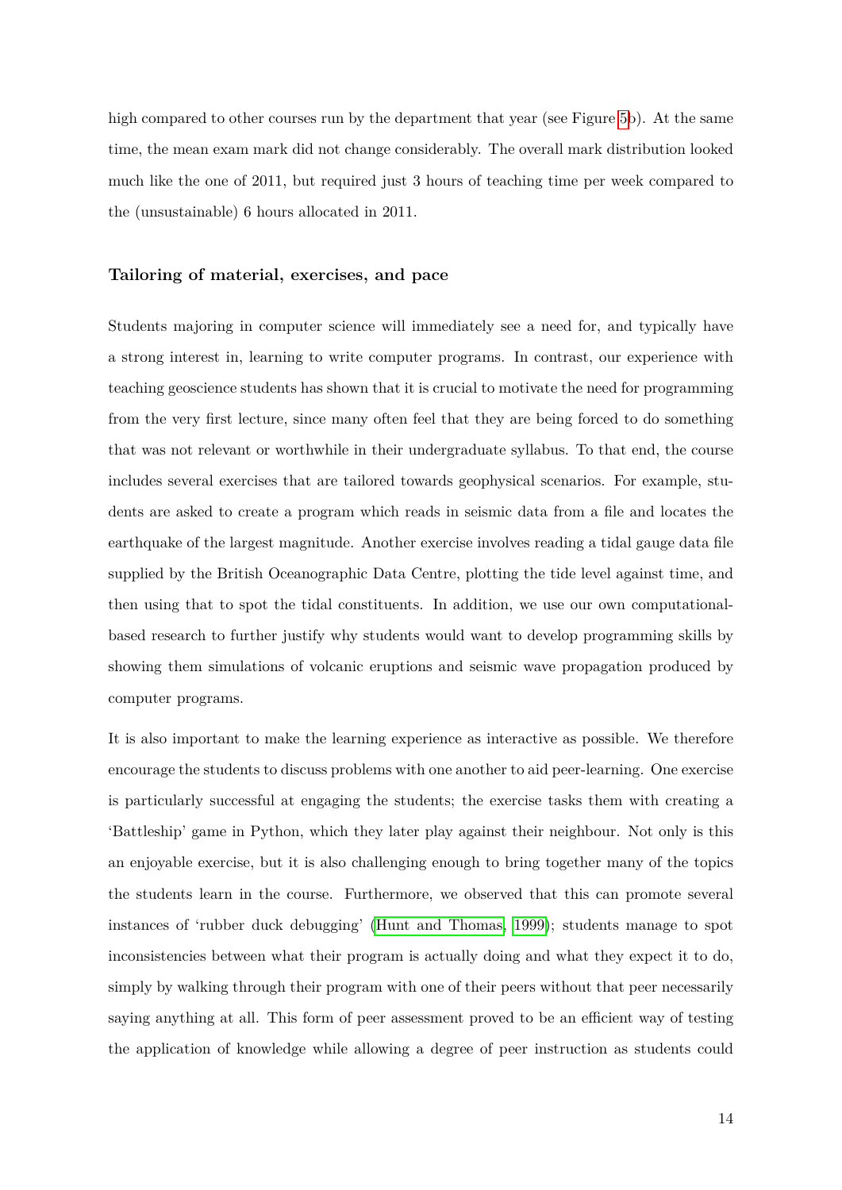high compared to other courses run by the department that year (see Figure 5b). At the same time, the mean exam mark did not change considerably. The overall mark distribution looked much like the one of 2011, but required just 3 hours of teaching time per week compared to the (unsustainable) 6 hours allocated in 2011.

### Tailoring of material, exercises, and pace

Students majoring in computer science will immediately see a need for, and typically have a strong interest in, learning to write computer programs. In contrast, our experience with teaching geoscience students has shown that it is crucial to motivate the need for programming from the very first lecture, since many often feel that they are being forced to do something that was not relevant or worthwhile in their undergraduate syllabus. To that end, the course includes several exercises that are tailored towards geophysical scenarios. For example, students are asked to create a program which reads in seismic data from a file and locates the earthquake of the largest magnitude. Another exercise involves reading a tidal gauge data file supplied by the British Oceanographic Data Centre, plotting the tide level against time, and then using that to spot the tidal constituents. In addition, we use our own computational-based research to further justify why students would want to develop programming skills by showing them simulations of volcanic eruptions and seismic wave propagation produced by computer programs.

It is also important to make the learning experience as interactive as possible. We therefore encourage the students to discuss problems with one another to aid peer-learning. One exercise is particularly successful at engaging the students; the exercise tasks them with creating a 'Battleship' game in Python, which they later play against their neighbour. Not only is this an enjoyable exercise, but it is also challenging enough to bring together many of the topics the students learn in the course. Furthermore, we observed that this can promote several instances of 'rubber duck debugging' (Hunt and Thomas, 1999); students manage to spot inconsistencies between what their program is actually doing and what they expect it to do, simply by walking through their program with one of their peers without that peer necessarily saying anything at all. This form of peer assessment proved to be an efficient way of testing the application of knowledge while allowing a degree of peer instruction as students could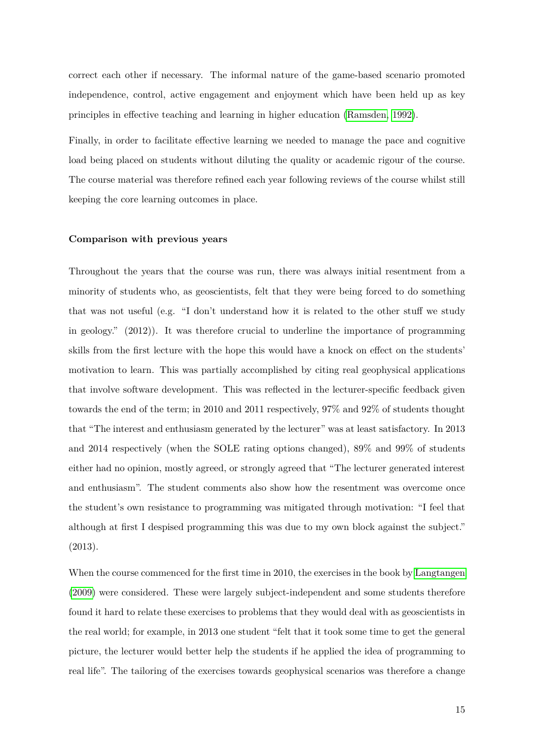correct each other if necessary. The informal nature of the game-based scenario promoted independence, control, active engagement and enjoyment which have been held up as key principles in effective teaching and learning in higher education (Ramsden, 1992).

Finally, in order to facilitate effective learning we needed to manage the pace and cognitive load being placed on students without diluting the quality or academic rigour of the course. The course material was therefore refined each year following reviews of the course whilst still keeping the core learning outcomes in place.

**Comparison with previous years**

Throughout the years that the course was run, there was always initial resentment from a minority of students who, as geoscientists, felt that they were being forced to do something that was not useful (e.g. "I don't understand how it is related to the other stuff we study in geology." (2012)). It was therefore crucial to underline the importance of programming skills from the first lecture with the hope this would have a knock on effect on the students' motivation to learn. This was partially accomplished by citing real geophysical applications that involve software development. This was reflected in the lecturer-specific feedback given towards the end of the term; in 2010 and 2011 respectively, 97% and 92% of students thought that "The interest and enthusiasm generated by the lecturer" was at least satisfactory. In 2013 and 2014 respectively (when the SOLE rating options changed), 89% and 99% of students either had no opinion, mostly agreed, or strongly agreed that "The lecturer generated interest and enthusiasm". The student comments also show how the resentment was overcome once the student's own resistance to programming was mitigated through motivation: "I feel that although at first I despised programming this was due to my own block against the subject." (2013).

When the course commenced for the first time in 2010, the exercises in the book by Langtangen (2009) were considered. These were largely subject-independent and some students therefore found it hard to relate these exercises to problems that they would deal with as geoscientists in the real world; for example, in 2013 one student "felt that it took some time to get the general picture, the lecturer would better help the students if he applied the idea of programming to real life". The tailoring of the exercises towards geophysical scenarios was therefore a change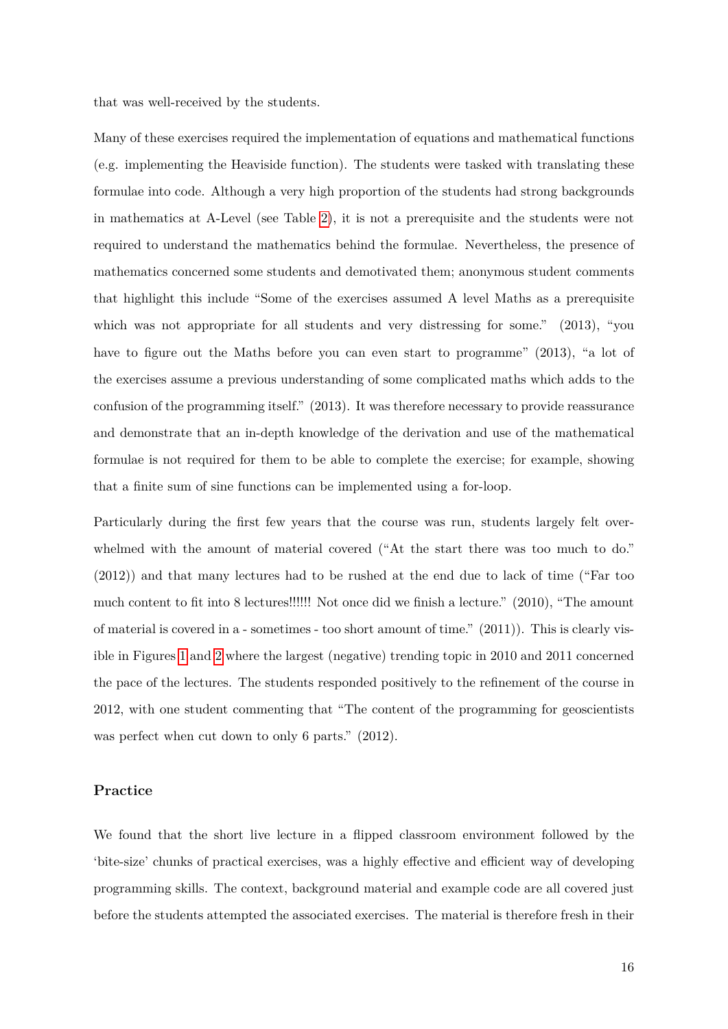that was well-received by the students.

Many of these exercises required the implementation of equations and mathematical functions (e.g. implementing the Heaviside function). The students were tasked with translating these formulae into code. Although a very high proportion of the students had strong backgrounds in mathematics at A-Level (see Table 2), it is not a prerequisite and the students were not required to understand the mathematics behind the formulae. Nevertheless, the presence of mathematics concerned some students and demotivated them; anonymous student comments that highlight this include "Some of the exercises assumed A level Maths as a prerequisite which was not appropriate for all students and very distressing for some." (2013), "you have to figure out the Maths before you can even start to programme" (2013), "a lot of the exercises assume a previous understanding of some complicated maths which adds to the confusion of the programming itself." (2013). It was therefore necessary to provide reassurance and demonstrate that an in-depth knowledge of the derivation and use of the mathematical formulae is not required for them to be able to complete the exercise; for example, showing that a finite sum of sine functions can be implemented using a for-loop.

Particularly during the first few years that the course was run, students largely felt overwhelmed with the amount of material covered ("At the start there was too much to do." (2012)) and that many lectures had to be rushed at the end due to lack of time ("Far too much content to fit into 8 lectures!!!!!! Not once did we finish a lecture." (2010), "The amount of material is covered in a - sometimes - too short amount of time." (2011)). This is clearly visible in Figures 1 and 2 where the largest (negative) trending topic in 2010 and 2011 concerned the pace of the lectures. The students responded positively to the refinement of the course in 2012, with one student commenting that "The content of the programming for geoscientists was perfect when cut down to only 6 parts." (2012).

## Practice

We found that the short live lecture in a flipped classroom environment followed by the 'bite-size' chunks of practical exercises, was a highly effective and efficient way of developing programming skills. The context, background material and example code are all covered just before the students attempted the associated exercises. The material is therefore fresh in their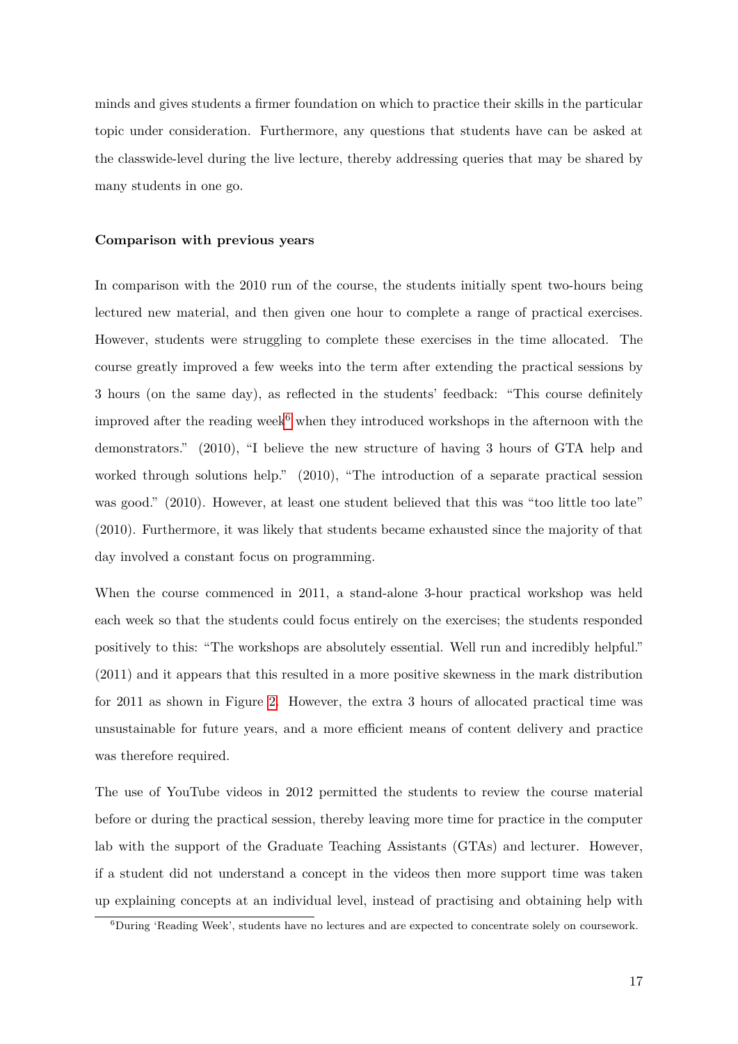minds and gives students a firmer foundation on which to practice their skills in the particular topic under consideration. Furthermore, any questions that students have can be asked at the classwide-level during the live lecture, thereby addressing queries that may be shared by many students in one go.

**Comparison with previous years**

In comparison with the 2010 run of the course, the students initially spent two-hours being lectured new material, and then given one hour to complete a range of practical exercises. However, students were struggling to complete these exercises in the time allocated. The course greatly improved a few weeks into the term after extending the practical sessions by 3 hours (on the same day), as reflected in the students' feedback: "This course definitely improved after the reading week[6] when they introduced workshops in the afternoon with the demonstrators." (2010), "I believe the new structure of having 3 hours of GTA help and worked through solutions help." (2010), "The introduction of a separate practical session was good." (2010). However, at least one student believed that this was "too little too late" (2010). Furthermore, it was likely that students became exhausted since the majority of that day involved a constant focus on programming.

When the course commenced in 2011, a stand-alone 3-hour practical workshop was held each week so that the students could focus entirely on the exercises; the students responded positively to this: "The workshops are absolutely essential. Well run and incredibly helpful." (2011) and it appears that this resulted in a more positive skewness in the mark distribution for 2011 as shown in Figure 2. However, the extra 3 hours of allocated practical time was unsustainable for future years, and a more efficient means of content delivery and practice was therefore required.

The use of YouTube videos in 2012 permitted the students to review the course material before or during the practical session, thereby leaving more time for practice in the computer lab with the support of the Graduate Teaching Assistants (GTAs) and lecturer. However, if a student did not understand a concept in the videos then more support time was taken up explaining concepts at an individual level, instead of practising and obtaining help with

[6] During 'Reading Week', students have no lectures and are expected to concentrate solely on coursework.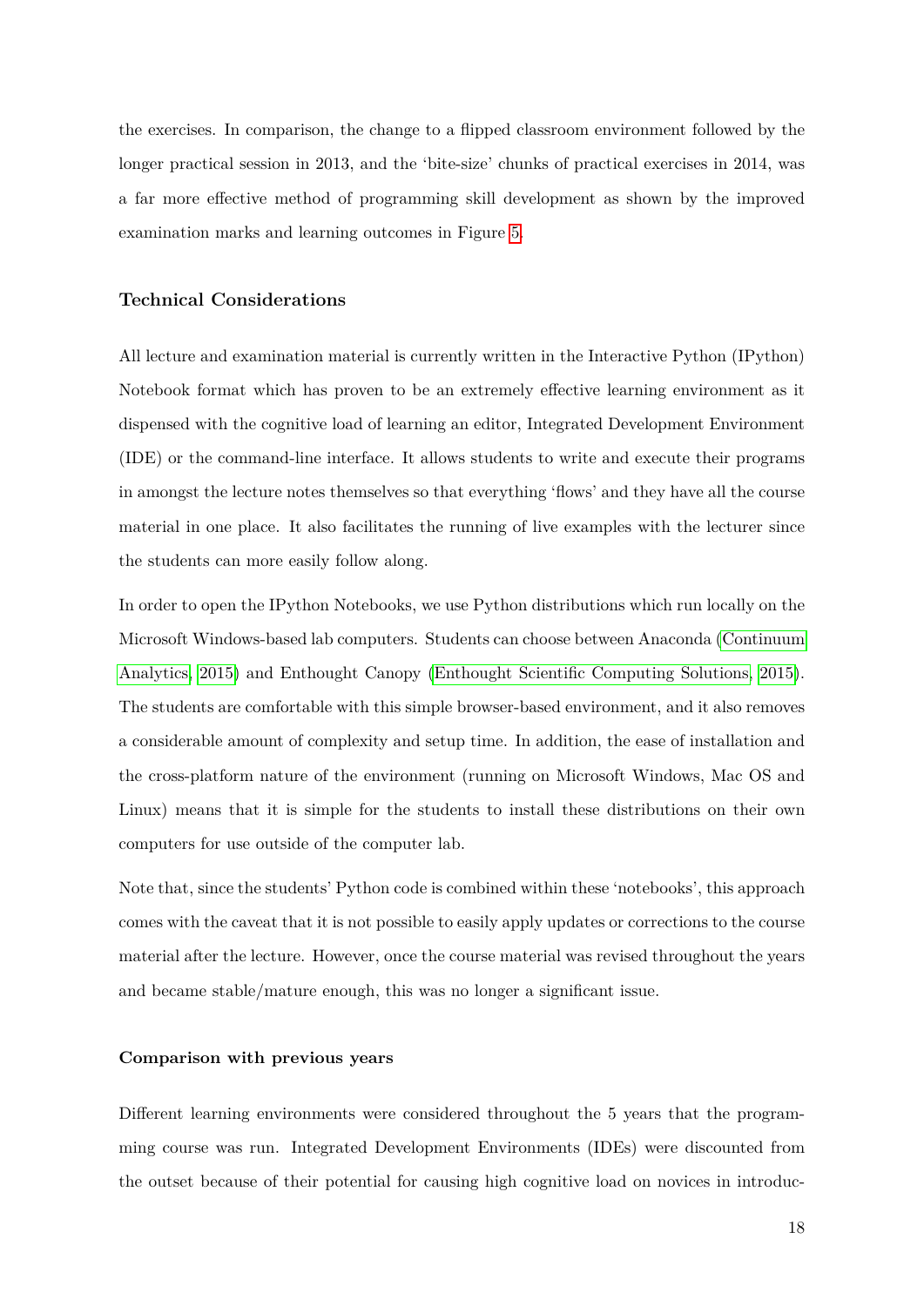the exercises. In comparison, the change to a flipped classroom environment followed by the longer practical session in 2013, and the 'bite-size' chunks of practical exercises in 2014, was a far more effective method of programming skill development as shown by the improved examination marks and learning outcomes in Figure 5.

### Technical Considerations

All lecture and examination material is currently written in the Interactive Python (IPython) Notebook format which has proven to be an extremely effective learning environment as it dispensed with the cognitive load of learning an editor, Integrated Development Environment (IDE) or the command-line interface. It allows students to write and execute their programs in amongst the lecture notes themselves so that everything 'flows' and they have all the course material in one place. It also facilitates the running of live examples with the lecturer since the students can more easily follow along.

In order to open the IPython Notebooks, we use Python distributions which run locally on the Microsoft Windows-based lab computers. Students can choose between Anaconda (Continuum Analytics, 2015) and Enthought Canopy (Enthought Scientific Computing Solutions, 2015). The students are comfortable with this simple browser-based environment, and it also removes a considerable amount of complexity and setup time. In addition, the ease of installation and the cross-platform nature of the environment (running on Microsoft Windows, Mac OS and Linux) means that it is simple for the students to install these distributions on their own computers for use outside of the computer lab.

Note that, since the students' Python code is combined within these 'notebooks', this approach comes with the caveat that it is not possible to easily apply updates or corrections to the course material after the lecture. However, once the course material was revised throughout the years and became stable/mature enough, this was no longer a significant issue.

### Comparison with previous years

Different learning environments were considered throughout the 5 years that the programming course was run. Integrated Development Environments (IDEs) were discounted from the outset because of their potential for causing high cognitive load on novices in introduc-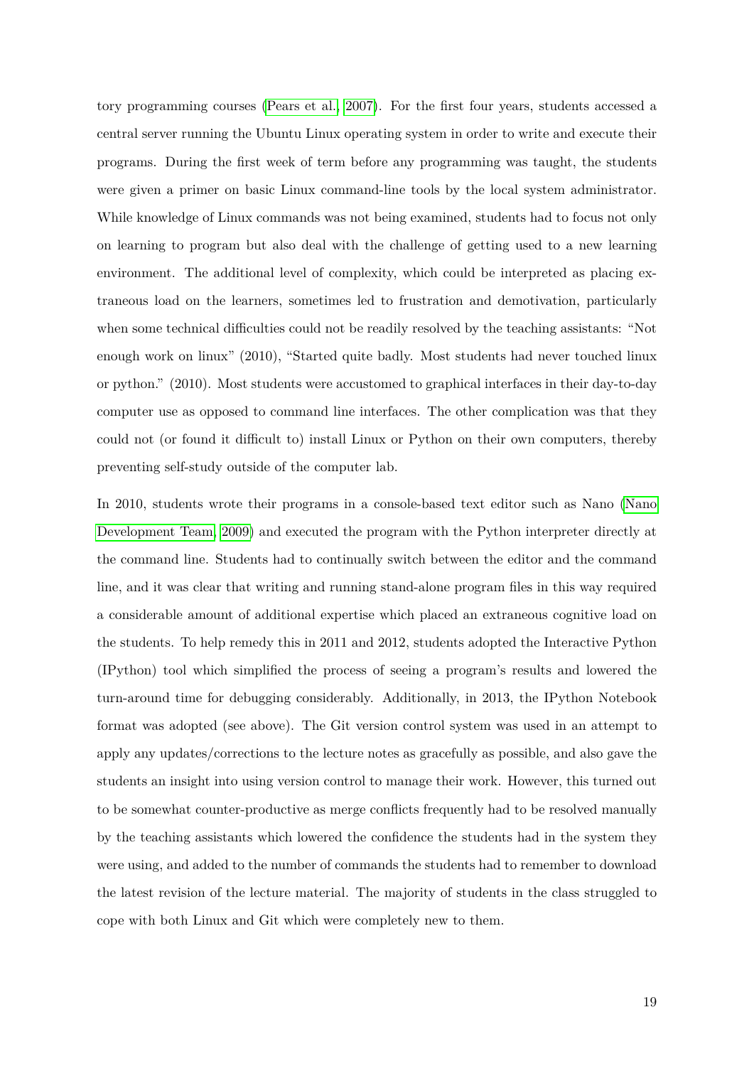tory programming courses (Pears et al., 2007). For the first four years, students accessed a central server running the Ubuntu Linux operating system in order to write and execute their programs. During the first week of term before any programming was taught, the students were given a primer on basic Linux command-line tools by the local system administrator. While knowledge of Linux commands was not being examined, students had to focus not only on learning to program but also deal with the challenge of getting used to a new learning environment. The additional level of complexity, which could be interpreted as placing extraneous load on the learners, sometimes led to frustration and demotivation, particularly when some technical difficulties could not be readily resolved by the teaching assistants: "Not enough work on linux" (2010), "Started quite badly. Most students had never touched linux or python." (2010). Most students were accustomed to graphical interfaces in their day-to-day computer use as opposed to command line interfaces. The other complication was that they could not (or found it difficult to) install Linux or Python on their own computers, thereby preventing self-study outside of the computer lab.

In 2010, students wrote their programs in a console-based text editor such as Nano (Nano Development Team, 2009) and executed the program with the Python interpreter directly at the command line. Students had to continually switch between the editor and the command line, and it was clear that writing and running stand-alone program files in this way required a considerable amount of additional expertise which placed an extraneous cognitive load on the students. To help remedy this in 2011 and 2012, students adopted the Interactive Python (IPython) tool which simplified the process of seeing a program's results and lowered the turn-around time for debugging considerably. Additionally, in 2013, the IPython Notebook format was adopted (see above). The Git version control system was used in an attempt to apply any updates/corrections to the lecture notes as gracefully as possible, and also gave the students an insight into using version control to manage their work. However, this turned out to be somewhat counter-productive as merge conflicts frequently had to be resolved manually by the teaching assistants which lowered the confidence the students had in the system they were using, and added to the number of commands the students had to remember to download the latest revision of the lecture material. The majority of students in the class struggled to cope with both Linux and Git which were completely new to them.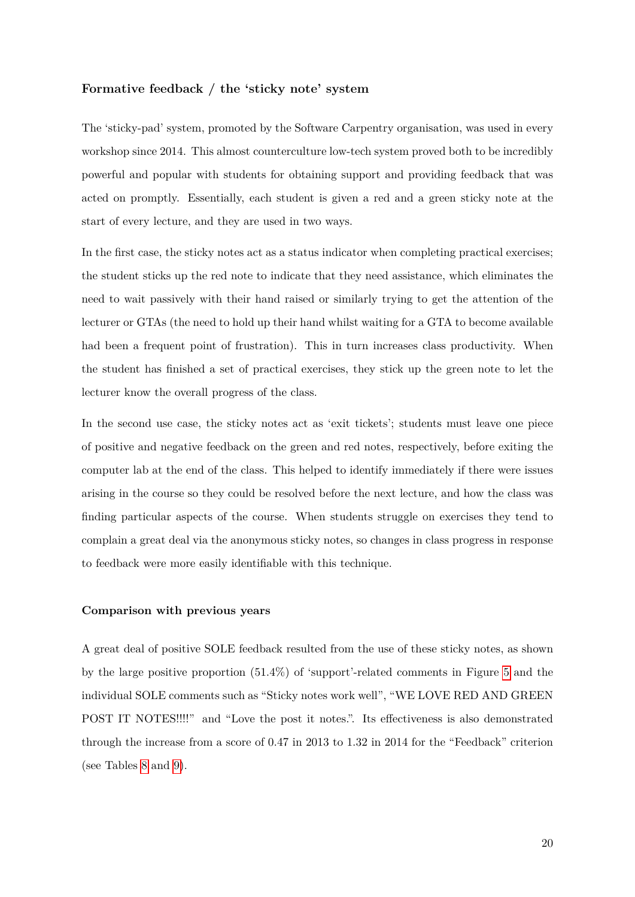### Formative feedback / the 'sticky note' system

The 'sticky-pad' system, promoted by the Software Carpentry organisation, was used in every workshop since 2014. This almost counterculture low-tech system proved both to be incredibly powerful and popular with students for obtaining support and providing feedback that was acted on promptly. Essentially, each student is given a red and a green sticky note at the start of every lecture, and they are used in two ways.

In the first case, the sticky notes act as a status indicator when completing practical exercises; the student sticks up the red note to indicate that they need assistance, which eliminates the need to wait passively with their hand raised or similarly trying to get the attention of the lecturer or GTAs (the need to hold up their hand whilst waiting for a GTA to become available had been a frequent point of frustration). This in turn increases class productivity. When the student has finished a set of practical exercises, they stick up the green note to let the lecturer know the overall progress of the class.

In the second use case, the sticky notes act as 'exit tickets'; students must leave one piece of positive and negative feedback on the green and red notes, respectively, before exiting the computer lab at the end of the class. This helped to identify immediately if there were issues arising in the course so they could be resolved before the next lecture, and how the class was finding particular aspects of the course. When students struggle on exercises they tend to complain a great deal via the anonymous sticky notes, so changes in class progress in response to feedback were more easily identifiable with this technique.

#### Comparison with previous years

A great deal of positive SOLE feedback resulted from the use of these sticky notes, as shown by the large positive proportion (51.4%) of 'support'-related comments in Figure 5 and the individual SOLE comments such as "Sticky notes work well", "WE LOVE RED AND GREEN POST IT NOTES!!!!" and "Love the post it notes.". Its effectiveness is also demonstrated through the increase from a score of 0.47 in 2013 to 1.32 in 2014 for the "Feedback" criterion (see Tables 8 and 9).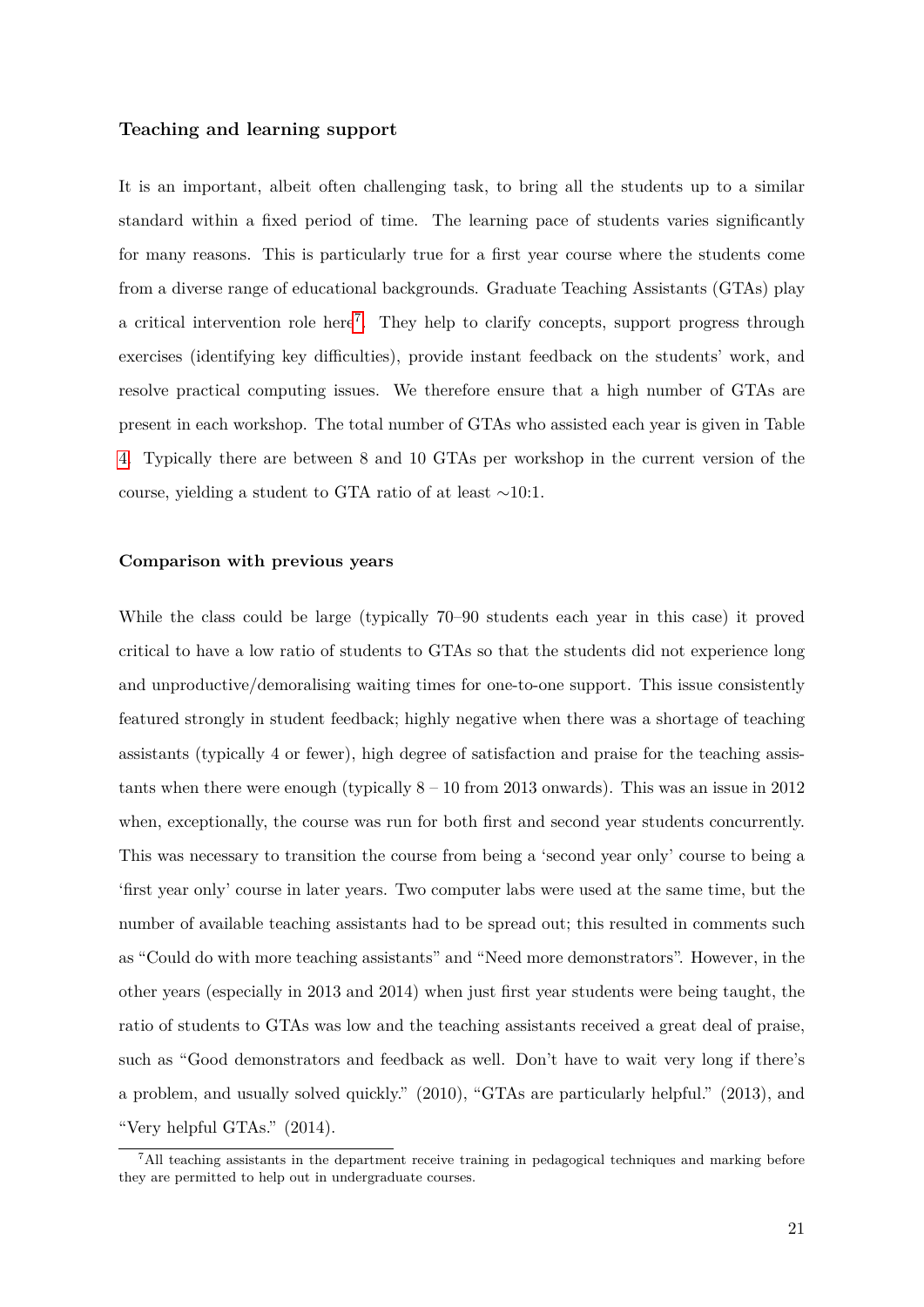### Teaching and learning support

It is an important, albeit often challenging task, to bring all the students up to a similar standard within a fixed period of time. The learning pace of students varies significantly for many reasons. This is particularly true for a first year course where the students come from a diverse range of educational backgrounds. Graduate Teaching Assistants (GTAs) play a critical intervention role here[7]. They help to clarify concepts, support progress through exercises (identifying key difficulties), provide instant feedback on the students' work, and resolve practical computing issues. We therefore ensure that a high number of GTAs are present in each workshop. The total number of GTAs who assisted each year is given in Table 4. Typically there are between 8 and 10 GTAs per workshop in the current version of the course, yielding a student to GTA ratio of at least ∼10:1.

### Comparison with previous years

While the class could be large (typically 70–90 students each year in this case) it proved critical to have a low ratio of students to GTAs so that the students did not experience long and unproductive/demoralising waiting times for one-to-one support. This issue consistently featured strongly in student feedback; highly negative when there was a shortage of teaching assistants (typically 4 or fewer), high degree of satisfaction and praise for the teaching assistants when there were enough (typically 8 – 10 from 2013 onwards). This was an issue in 2012 when, exceptionally, the course was run for both first and second year students concurrently. This was necessary to transition the course from being a 'second year only' course to being a 'first year only' course in later years. Two computer labs were used at the same time, but the number of available teaching assistants had to be spread out; this resulted in comments such as "Could do with more teaching assistants" and "Need more demonstrators". However, in the other years (especially in 2013 and 2014) when just first year students were being taught, the ratio of students to GTAs was low and the teaching assistants received a great deal of praise, such as "Good demonstrators and feedback as well. Don't have to wait very long if there's a problem, and usually solved quickly." (2010), "GTAs are particularly helpful." (2013), and "Very helpful GTAs." (2014).

[7] All teaching assistants in the department receive training in pedagogical techniques and marking before they are permitted to help out in undergraduate courses.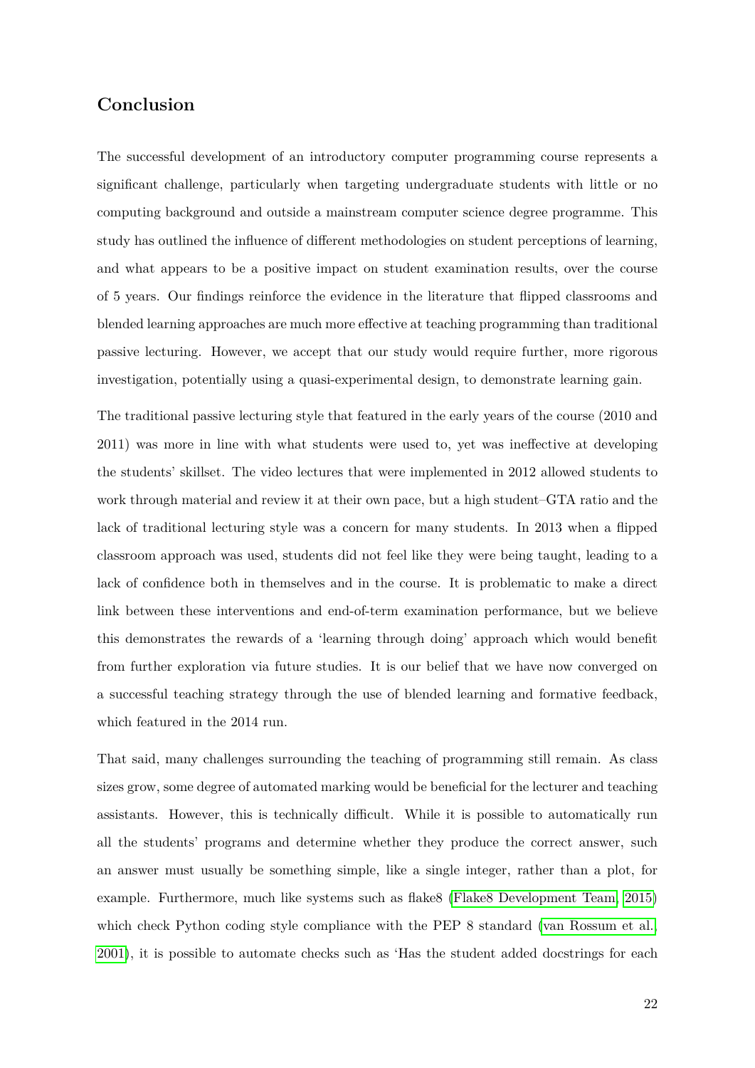## Conclusion

The successful development of an introductory computer programming course represents a significant challenge, particularly when targeting undergraduate students with little or no computing background and outside a mainstream computer science degree programme. This study has outlined the influence of different methodologies on student perceptions of learning, and what appears to be a positive impact on student examination results, over the course of 5 years. Our findings reinforce the evidence in the literature that flipped classrooms and blended learning approaches are much more effective at teaching programming than traditional passive lecturing. However, we accept that our study would require further, more rigorous investigation, potentially using a quasi-experimental design, to demonstrate learning gain.

The traditional passive lecturing style that featured in the early years of the course (2010 and 2011) was more in line with what students were used to, yet was ineffective at developing the students' skillset. The video lectures that were implemented in 2012 allowed students to work through material and review it at their own pace, but a high student–GTA ratio and the lack of traditional lecturing style was a concern for many students. In 2013 when a flipped classroom approach was used, students did not feel like they were being taught, leading to a lack of confidence both in themselves and in the course. It is problematic to make a direct link between these interventions and end-of-term examination performance, but we believe this demonstrates the rewards of a 'learning through doing' approach which would benefit from further exploration via future studies. It is our belief that we have now converged on a successful teaching strategy through the use of blended learning and formative feedback, which featured in the 2014 run.

That said, many challenges surrounding the teaching of programming still remain. As class sizes grow, some degree of automated marking would be beneficial for the lecturer and teaching assistants. However, this is technically difficult. While it is possible to automatically run all the students' programs and determine whether they produce the correct answer, such an answer must usually be something simple, like a single integer, rather than a plot, for example. Furthermore, much like systems such as flake8 (Flake8 Development Team, 2015) which check Python coding style compliance with the PEP 8 standard (van Rossum et al., 2001), it is possible to automate checks such as 'Has the student added docstrings for each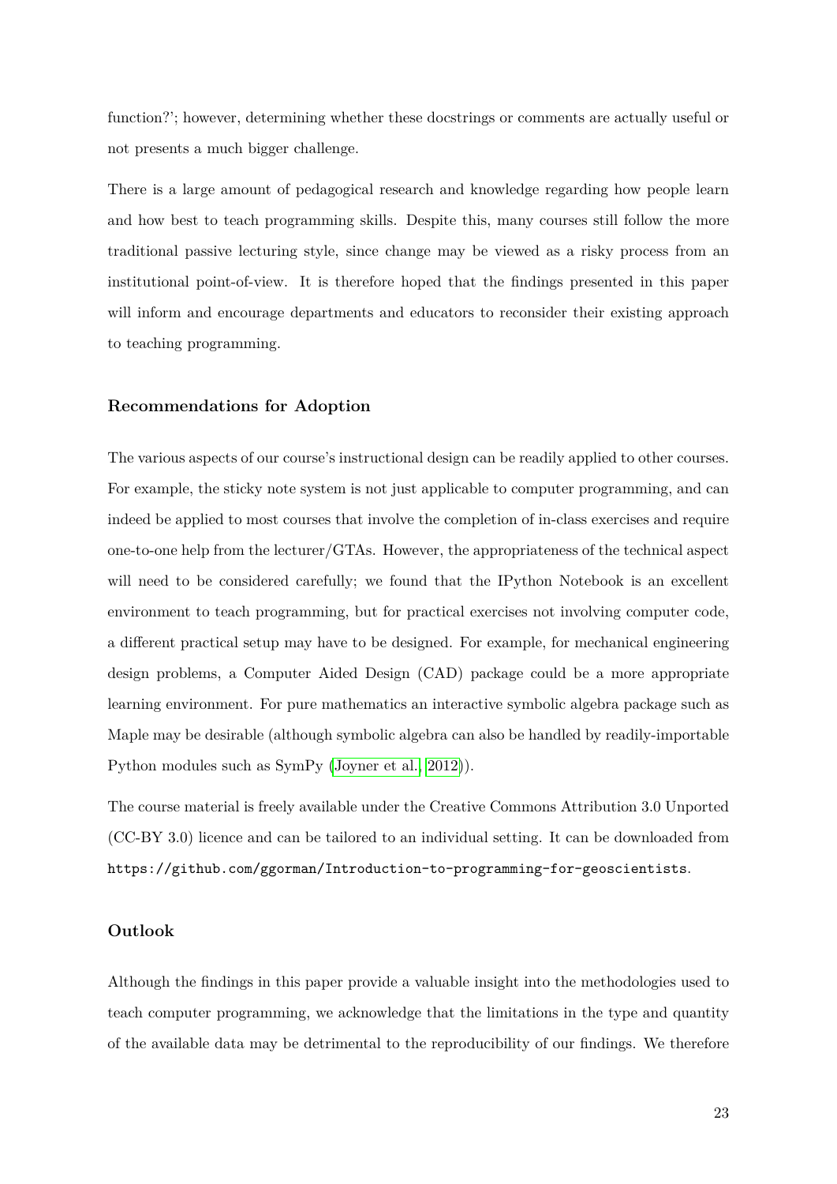function?'; however, determining whether these docstrings or comments are actually useful or not presents a much bigger challenge.

There is a large amount of pedagogical research and knowledge regarding how people learn and how best to teach programming skills. Despite this, many courses still follow the more traditional passive lecturing style, since change may be viewed as a risky process from an institutional point-of-view. It is therefore hoped that the findings presented in this paper will inform and encourage departments and educators to reconsider their existing approach to teaching programming.

### Recommendations for Adoption

The various aspects of our course's instructional design can be readily applied to other courses. For example, the sticky note system is not just applicable to computer programming, and can indeed be applied to most courses that involve the completion of in-class exercises and require one-to-one help from the lecturer/GTAs. However, the appropriateness of the technical aspect will need to be considered carefully; we found that the IPython Notebook is an excellent environment to teach programming, but for practical exercises not involving computer code, a different practical setup may have to be designed. For example, for mechanical engineering design problems, a Computer Aided Design (CAD) package could be a more appropriate learning environment. For pure mathematics an interactive symbolic algebra package such as Maple may be desirable (although symbolic algebra can also be handled by readily-importable Python modules such as SymPy (Joyner et al. 2012)).

The course material is freely available under the Creative Commons Attribution 3.0 Unported (CC-BY 3.0) licence and can be tailored to an individual setting. It can be downloaded from `https://github.com/ggorman/Introduction-to-programming-for-geoscientists`.

### Outlook

Although the findings in this paper provide a valuable insight into the methodologies used to teach computer programming, we acknowledge that the limitations in the type and quantity of the available data may be detrimental to the reproducibility of our findings. We therefore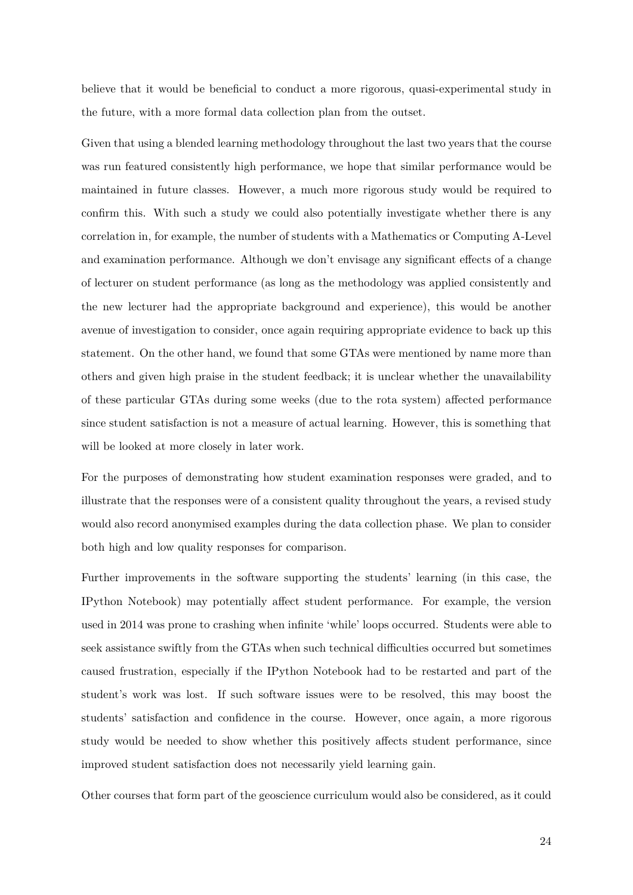believe that it would be beneficial to conduct a more rigorous, quasi-experimental study in the future, with a more formal data collection plan from the outset.

Given that using a blended learning methodology throughout the last two years that the course was run featured consistently high performance, we hope that similar performance would be maintained in future classes. However, a much more rigorous study would be required to confirm this. With such a study we could also potentially investigate whether there is any correlation in, for example, the number of students with a Mathematics or Computing A-Level and examination performance. Although we don't envisage any significant effects of a change of lecturer on student performance (as long as the methodology was applied consistently and the new lecturer had the appropriate background and experience), this would be another avenue of investigation to consider, once again requiring appropriate evidence to back up this statement. On the other hand, we found that some GTAs were mentioned by name more than others and given high praise in the student feedback; it is unclear whether the unavailability of these particular GTAs during some weeks (due to the rota system) affected performance since student satisfaction is not a measure of actual learning. However, this is something that will be looked at more closely in later work.

For the purposes of demonstrating how student examination responses were graded, and to illustrate that the responses were of a consistent quality throughout the years, a revised study would also record anonymised examples during the data collection phase. We plan to consider both high and low quality responses for comparison.

Further improvements in the software supporting the students' learning (in this case, the IPython Notebook) may potentially affect student performance. For example, the version used in 2014 was prone to crashing when infinite 'while' loops occurred. Students were able to seek assistance swiftly from the GTAs when such technical difficulties occurred but sometimes caused frustration, especially if the IPython Notebook had to be restarted and part of the student's work was lost. If such software issues were to be resolved, this may boost the students' satisfaction and confidence in the course. However, once again, a more rigorous study would be needed to show whether this positively affects student performance, since improved student satisfaction does not necessarily yield learning gain.

Other courses that form part of the geoscience curriculum would also be considered, as it could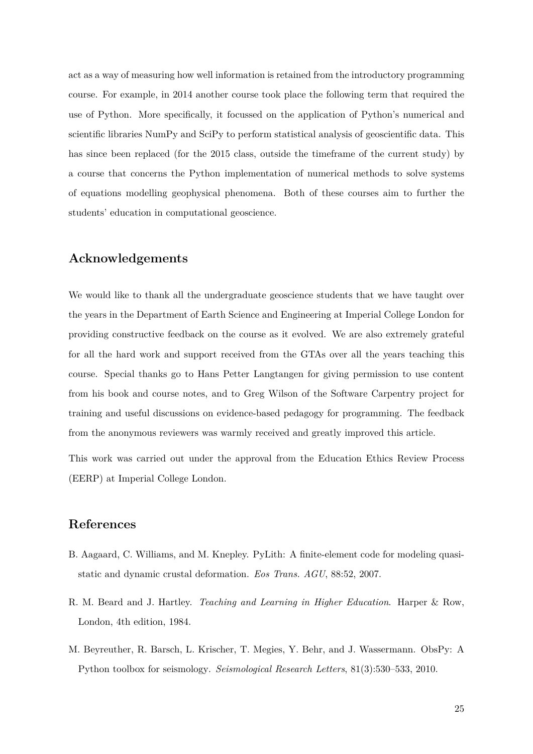act as a way of measuring how well information is retained from the introductory programming course. For example, in 2014 another course took place the following term that required the use of Python. More specifically, it focussed on the application of Python's numerical and scientific libraries NumPy and SciPy to perform statistical analysis of geoscientific data. This has since been replaced (for the 2015 class, outside the timeframe of the current study) by a course that concerns the Python implementation of numerical methods to solve systems of equations modelling geophysical phenomena. Both of these courses aim to further the students' education in computational geoscience.

## Acknowledgements

We would like to thank all the undergraduate geoscience students that we have taught over the years in the Department of Earth Science and Engineering at Imperial College London for providing constructive feedback on the course as it evolved. We are also extremely grateful for all the hard work and support received from the GTAs over all the years teaching this course. Special thanks go to Hans Petter Langtangen for giving permission to use content from his book and course notes, and to Greg Wilson of the Software Carpentry project for training and useful discussions on evidence-based pedagogy for programming. The feedback from the anonymous reviewers was warmly received and greatly improved this article.

This work was carried out under the approval from the Education Ethics Review Process (EERP) at Imperial College London.

## References

B. Aagaard, C. Williams, and M. Knepley. PyLith: A finite-element code for modeling quasi-static and dynamic crustal deformation. *Eos Trans. AGU*, 88:52, 2007.

R. M. Beard and J. Hartley. *Teaching and Learning in Higher Education*. Harper & Row, London, 4th edition, 1984.

M. Beyreuther, R. Barsch, L. Krischer, T. Megies, Y. Behr, and J. Wassermann. ObsPy: A Python toolbox for seismology. *Seismological Research Letters*, 81(3):530–533, 2010.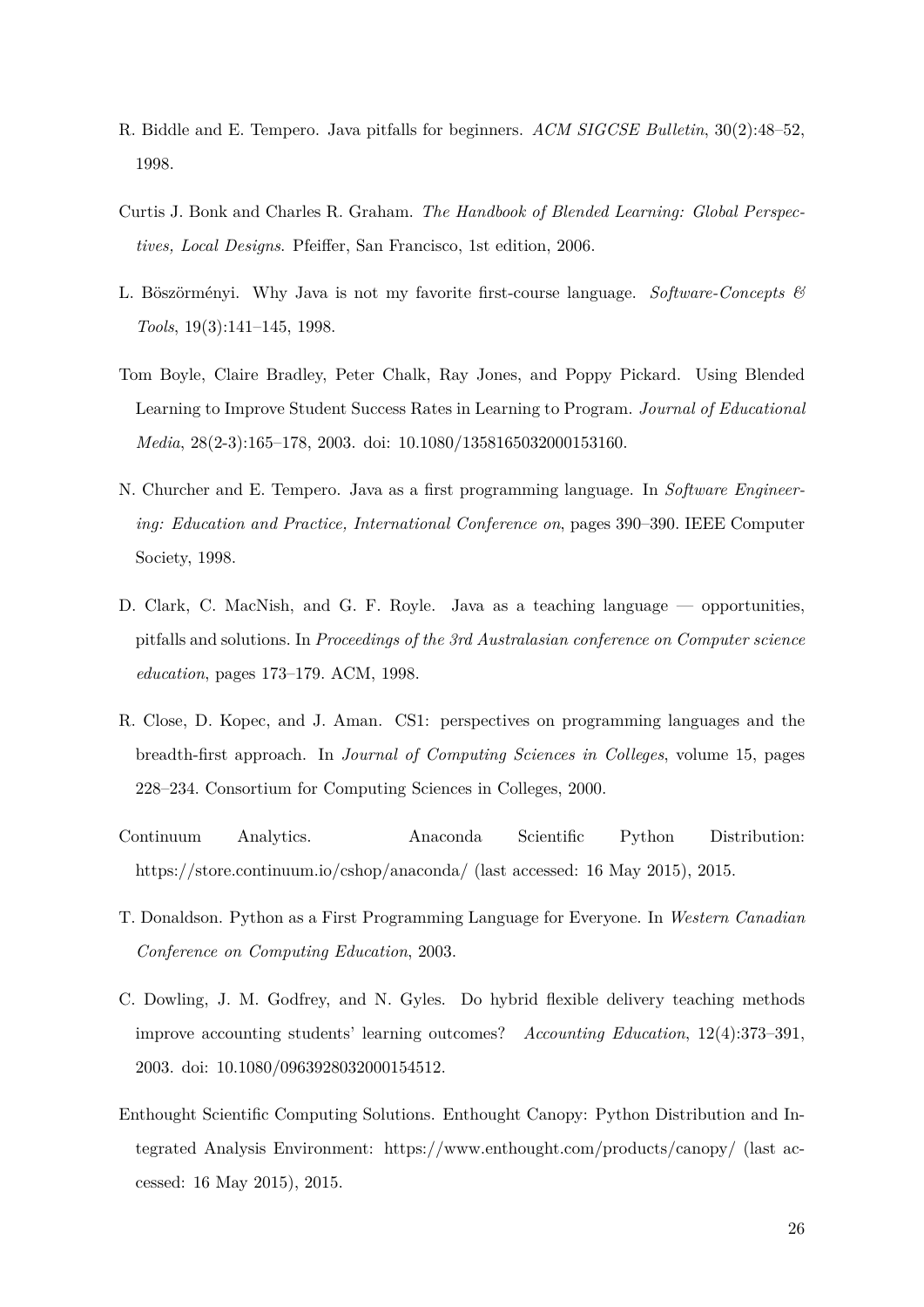R. Biddle and E. Tempero. Java pitfalls for beginners. *ACM SIGCSE Bulletin*, 30(2):48–52, 1998.

Curtis J. Bonk and Charles R. Graham. *The Handbook of Blended Learning: Global Perspectives, Local Designs*. Pfeiffer, San Francisco, 1st edition, 2006.

L. Böszörményi. Why Java is not my favorite first-course language. *Software-Concepts & Tools*, 19(3):141–145, 1998.

Tom Boyle, Claire Bradley, Peter Chalk, Ray Jones, and Poppy Pickard. Using Blended Learning to Improve Student Success Rates in Learning to Program. *Journal of Educational Media*, 28(2-3):165–178, 2003. doi: 10.1080/1358165032000153160.

N. Churcher and E. Tempero. Java as a first programming language. In *Software Engineering: Education and Practice, International Conference on*, pages 390–390. IEEE Computer Society, 1998.

D. Clark, C. MacNish, and G. F. Royle. Java as a teaching language — opportunities, pitfalls and solutions. In *Proceedings of the 3rd Australasian conference on Computer science education*, pages 173–179. ACM, 1998.

R. Close, D. Kopec, and J. Aman. CS1: perspectives on programming languages and the breadth-first approach. In *Journal of Computing Sciences in Colleges*, volume 15, pages 228–234. Consortium for Computing Sciences in Colleges, 2000.

Continuum Analytics. Anaconda Scientific Python Distribution: https://store.continuum.io/cshop/anaconda/ (last accessed: 16 May 2015), 2015.

T. Donaldson. Python as a First Programming Language for Everyone. In *Western Canadian Conference on Computing Education*, 2003.

C. Dowling, J. M. Godfrey, and N. Gyles. Do hybrid flexible delivery teaching methods improve accounting students' learning outcomes? *Accounting Education*, 12(4):373–391, 2003. doi: 10.1080/0963928032000154512.

Enthought Scientific Computing Solutions. Enthought Canopy: Python Distribution and Integrated Analysis Environment: https://www.enthought.com/products/canopy/ (last accessed: 16 May 2015), 2015.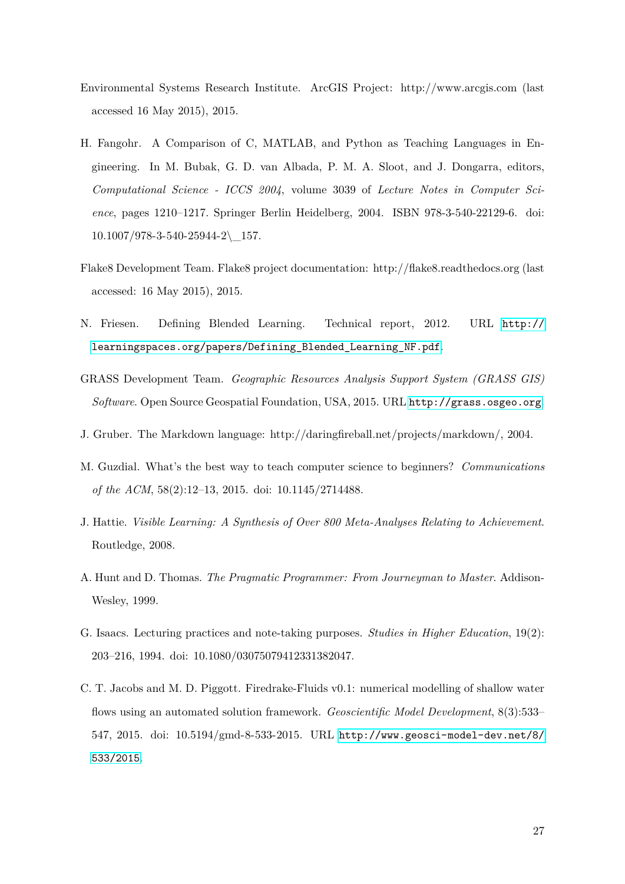Environmental Systems Research Institute. ArcGIS Project: http://www.arcgis.com (last accessed 16 May 2015), 2015.

H. Fangohr. A Comparison of C, MATLAB, and Python as Teaching Languages in Engineering. In M. Bubak, G. D. van Albada, P. M. A. Sloot, and J. Dongarra, editors, *Computational Science - ICCS 2004*, volume 3039 of *Lecture Notes in Computer Science*, pages 1210–1217. Springer Berlin Heidelberg, 2004. ISBN 978-3-540-22129-6. doi: 10.1007/978-3-540-25944-2\_157.

Flake8 Development Team. Flake8 project documentation: http://flake8.readthedocs.org (last accessed: 16 May 2015), 2015.

N. Friesen. Defining Blended Learning. Technical report, 2012. URL http://learningspaces.org/papers/Defining_Blended_Learning_NF.pdf.

GRASS Development Team. *Geographic Resources Analysis Support System (GRASS GIS) Software*. Open Source Geospatial Foundation, USA, 2015. URL http://grass.osgeo.org.

J. Gruber. The Markdown language: http://daringfireball.net/projects/markdown/, 2004.

M. Guzdial. What's the best way to teach computer science to beginners? *Communications of the ACM*, 58(2):12–13, 2015. doi: 10.1145/2714488.

J. Hattie. *Visible Learning: A Synthesis of Over 800 Meta-Analyses Relating to Achievement*. Routledge, 2008.

A. Hunt and D. Thomas. *The Pragmatic Programmer: From Journeyman to Master*. Addison-Wesley, 1999.

G. Isaacs. Lecturing practices and note-taking purposes. *Studies in Higher Education*, 19(2): 203–216, 1994. doi: 10.1080/03075079412331382047.

C. T. Jacobs and M. D. Piggott. Firedrake-Fluids v0.1: numerical modelling of shallow water flows using an automated solution framework. *Geoscientific Model Development*, 8(3):533–547, 2015. doi: 10.5194/gmd-8-533-2015. URL http://www.geosci-model-dev.net/8/533/2015.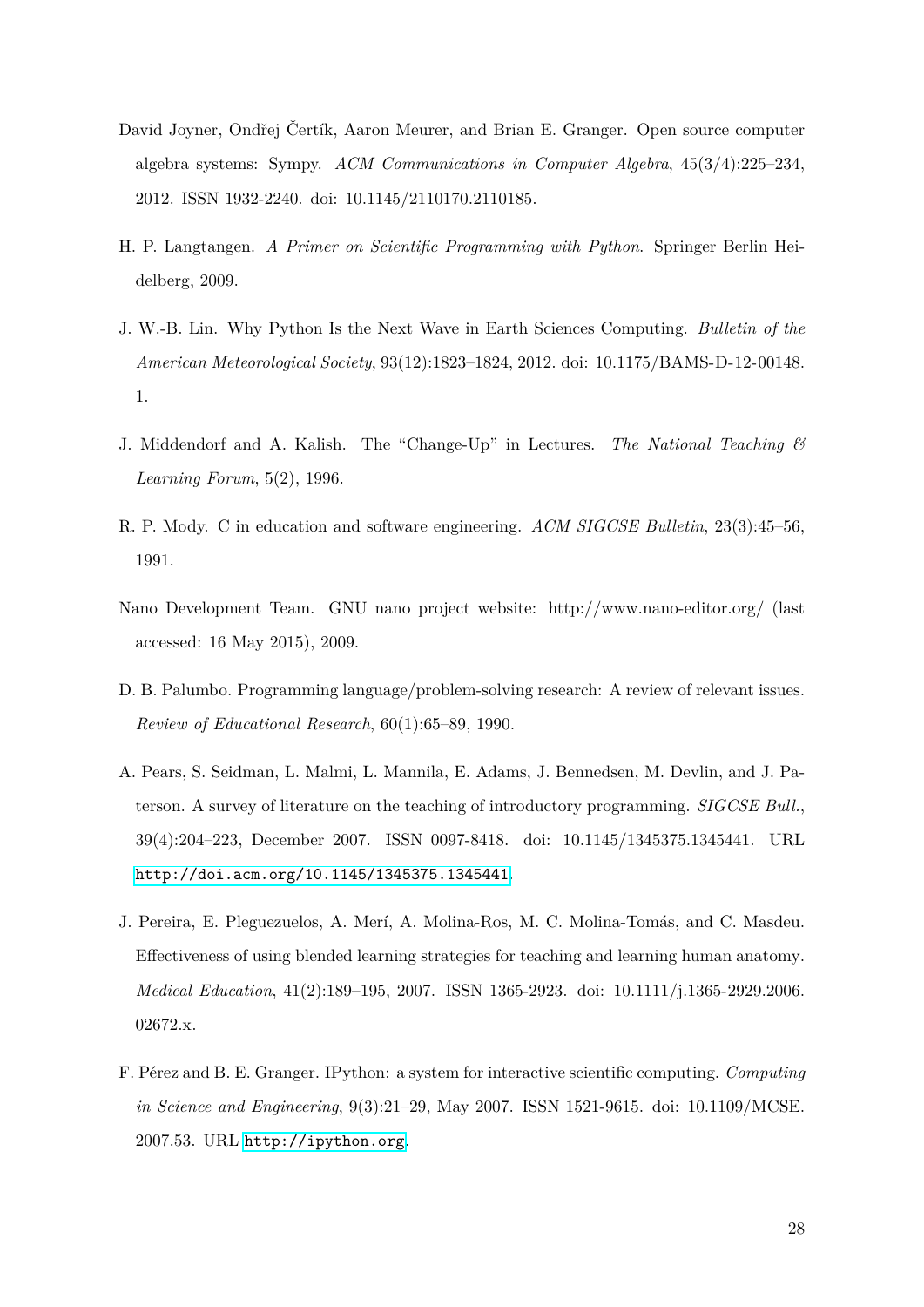David Joyner, Ondřej Čertík, Aaron Meurer, and Brian E. Granger. Open source computer algebra systems: Sympy. *ACM Communications in Computer Algebra*, 45(3/4):225–234, 2012. ISSN 1932-2240. doi: 10.1145/2110170.2110185.

H. P. Langtangen. *A Primer on Scientific Programming with Python*. Springer Berlin Heidelberg, 2009.

J. W.-B. Lin. Why Python Is the Next Wave in Earth Sciences Computing. *Bulletin of the American Meteorological Society*, 93(12):1823–1824, 2012. doi: 10.1175/BAMS-D-12-00148.1.

J. Middendorf and A. Kalish. The "Change-Up" in Lectures. *The National Teaching & Learning Forum*, 5(2), 1996.

R. P. Mody. C in education and software engineering. *ACM SIGCSE Bulletin*, 23(3):45–56, 1991.

Nano Development Team. GNU nano project website: http://www.nano-editor.org/ (last accessed: 16 May 2015), 2009.

D. B. Palumbo. Programming language/problem-solving research: A review of relevant issues. *Review of Educational Research*, 60(1):65–89, 1990.

A. Pears, S. Seidman, L. Malmi, L. Mannila, E. Adams, J. Bennedsen, M. Devlin, and J. Paterson. A survey of literature on the teaching of introductory programming. *SIGCSE Bull.*, 39(4):204–223, December 2007. ISSN 0097-8418. doi: 10.1145/1345375.1345441. URL `http://doi.acm.org/10.1145/1345375.1345441`.

J. Pereira, E. Pleguezuelos, A. Merí, A. Molina-Ros, M. C. Molina-Tomás, and C. Masdeu. Effectiveness of using blended learning strategies for teaching and learning human anatomy. *Medical Education*, 41(2):189–195, 2007. ISSN 1365-2923. doi: 10.1111/j.1365-2929.2006.02672.x.

F. Pérez and B. E. Granger. IPython: a system for interactive scientific computing. *Computing in Science and Engineering*, 9(3):21–29, May 2007. ISSN 1521-9615. doi: 10.1109/MCSE.2007.53. URL `http://ipython.org`.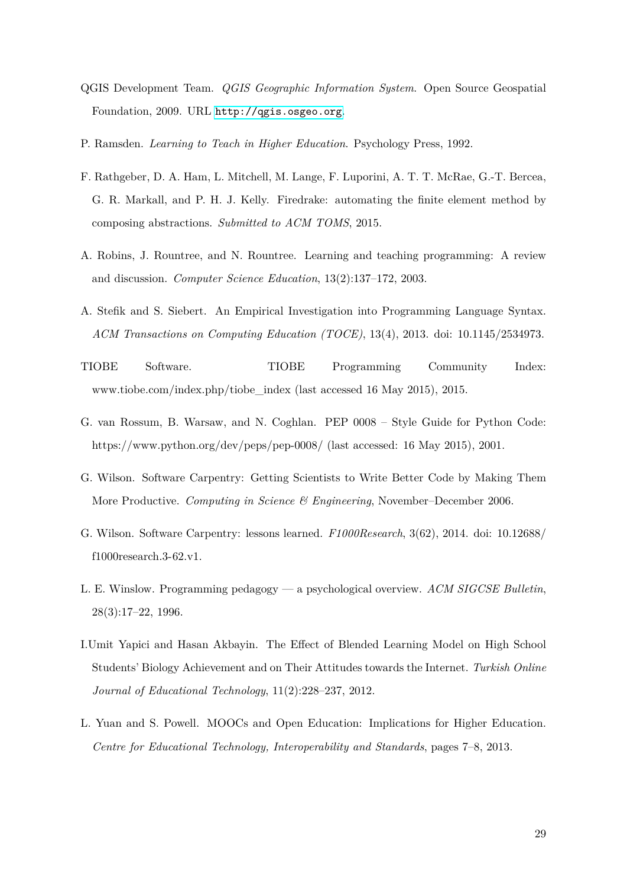QGIS Development Team. *QGIS Geographic Information System*. Open Source Geospatial Foundation, 2009. URL http://qgis.osgeo.org.

P. Ramsden. *Learning to Teach in Higher Education*. Psychology Press, 1992.

F. Rathgeber, D. A. Ham, L. Mitchell, M. Lange, F. Luporini, A. T. T. McRae, G.-T. Bercea, G. R. Markall, and P. H. J. Kelly. Firedrake: automating the finite element method by composing abstractions. *Submitted to ACM TOMS*, 2015.

A. Robins, J. Rountree, and N. Rountree. Learning and teaching programming: A review and discussion. *Computer Science Education*, 13(2):137–172, 2003.

A. Stefik and S. Siebert. An Empirical Investigation into Programming Language Syntax. *ACM Transactions on Computing Education (TOCE)*, 13(4), 2013. doi: 10.1145/2534973.

TIOBE Software. TIOBE Programming Community Index: www.tiobe.com/index.php/tiobe_index (last accessed 16 May 2015), 2015.

G. van Rossum, B. Warsaw, and N. Coghlan. PEP 0008 – Style Guide for Python Code: https://www.python.org/dev/peps/pep-0008/ (last accessed: 16 May 2015), 2001.

G. Wilson. Software Carpentry: Getting Scientists to Write Better Code by Making Them More Productive. *Computing in Science & Engineering*, November–December 2006.

G. Wilson. Software Carpentry: lessons learned. *F1000Research*, 3(62), 2014. doi: 10.12688/f1000research.3-62.v1.

L. E. Winslow. Programming pedagogy — a psychological overview. *ACM SIGCSE Bulletin*, 28(3):17–22, 1996.

I.Umit Yapici and Hasan Akbayin. The Effect of Blended Learning Model on High School Students' Biology Achievement and on Their Attitudes towards the Internet. *Turkish Online Journal of Educational Technology*, 11(2):228–237, 2012.

L. Yuan and S. Powell. MOOCs and Open Education: Implications for Higher Education. *Centre for Educational Technology, Interoperability and Standards*, pages 7–8, 2013.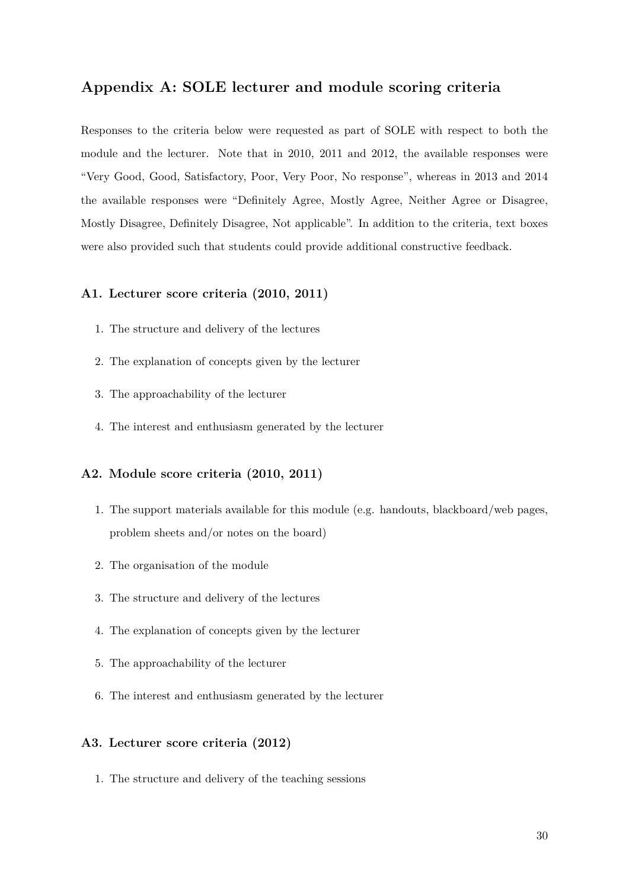## Appendix A: SOLE lecturer and module scoring criteria

Responses to the criteria below were requested as part of SOLE with respect to both the module and the lecturer. Note that in 2010, 2011 and 2012, the available responses were "Very Good, Good, Satisfactory, Poor, Very Poor, No response", whereas in 2013 and 2014 the available responses were "Definitely Agree, Mostly Agree, Neither Agree or Disagree, Mostly Disagree, Definitely Disagree, Not applicable". In addition to the criteria, text boxes were also provided such that students could provide additional constructive feedback.

### A1. Lecturer score criteria (2010, 2011)

1. The structure and delivery of the lectures
2. The explanation of concepts given by the lecturer
3. The approachability of the lecturer
4. The interest and enthusiasm generated by the lecturer

### A2. Module score criteria (2010, 2011)

1. The support materials available for this module (e.g. handouts, blackboard/web pages, problem sheets and/or notes on the board)
2. The organisation of the module
3. The structure and delivery of the lectures
4. The explanation of concepts given by the lecturer
5. The approachability of the lecturer
6. The interest and enthusiasm generated by the lecturer

### A3. Lecturer score criteria (2012)

1. The structure and delivery of the teaching sessions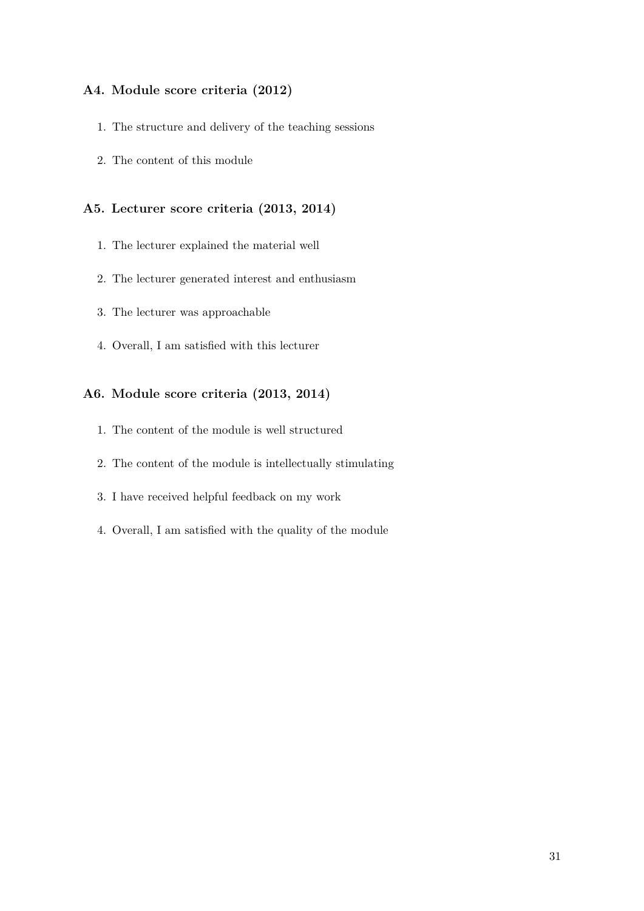### A4. Module score criteria (2012)

1. The structure and delivery of the teaching sessions
2. The content of this module

### A5. Lecturer score criteria (2013, 2014)

1. The lecturer explained the material well
2. The lecturer generated interest and enthusiasm
3. The lecturer was approachable
4. Overall, I am satisfied with this lecturer

### A6. Module score criteria (2013, 2014)

1. The content of the module is well structured
2. The content of the module is intellectually stimulating
3. I have received helpful feedback on my work
4. Overall, I am satisfied with the quality of the module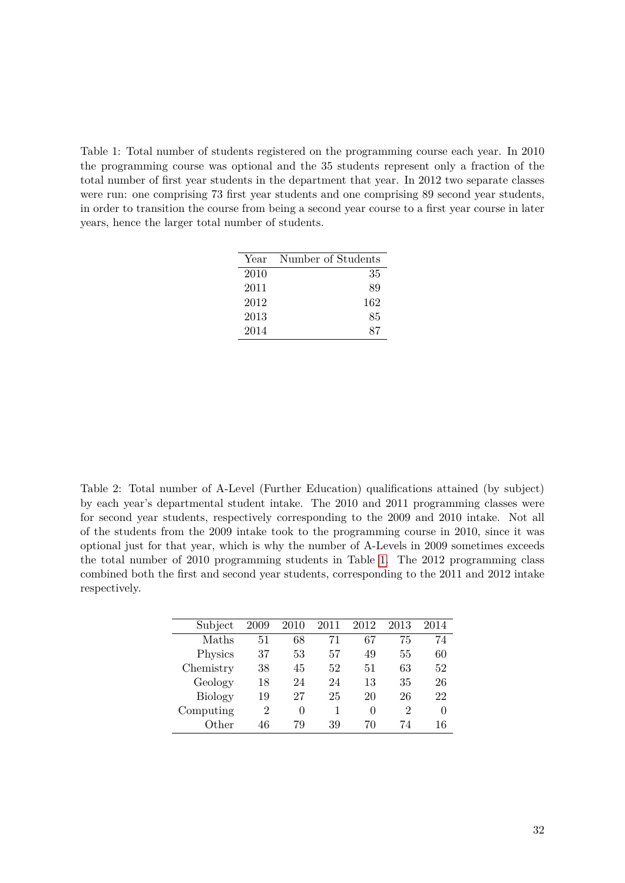Table 1: Total number of students registered on the programming course each year. In 2010 the programming course was optional and the 35 students represent only a fraction of the total number of first year students in the department that year. In 2012 two separate classes were run: one comprising 73 first year students and one comprising 89 second year students, in order to transition the course from being a second year course to a first year course in later years, hence the larger total number of students.

| Year | Number of Students |
|---|---|
| 2010 | 35 |
| 2011 | 89 |
| 2012 | 162 |
| 2013 | 85 |
| 2014 | 87 |

Table 2: Total number of A-Level (Further Education) qualifications attained (by subject) by each year's departmental student intake. The 2010 and 2011 programming classes were for second year students, respectively corresponding to the 2009 and 2010 intake. Not all of the students from the 2009 intake took to the programming course in 2010, since it was optional just for that year, which is why the number of A-Levels in 2009 sometimes exceeds the total number of 2010 programming students in Table 1. The 2012 programming class combined both the first and second year students, corresponding to the 2011 and 2012 intake respectively.

| Subject | 2009 | 2010 | 2011 | 2012 | 2013 | 2014 |
|---|---|---|---|---|---|---|
| Maths | 51 | 68 | 71 | 67 | 75 | 74 |
| Physics | 37 | 53 | 57 | 49 | 55 | 60 |
| Chemistry | 38 | 45 | 52 | 51 | 63 | 52 |
| Geology | 18 | 24 | 24 | 13 | 35 | 26 |
| Biology | 19 | 27 | 25 | 20 | 26 | 22 |
| Computing | 2 | 0 | 1 | 0 | 2 | 0 |
| Other | 46 | 79 | 39 | 70 | 74 | 16 |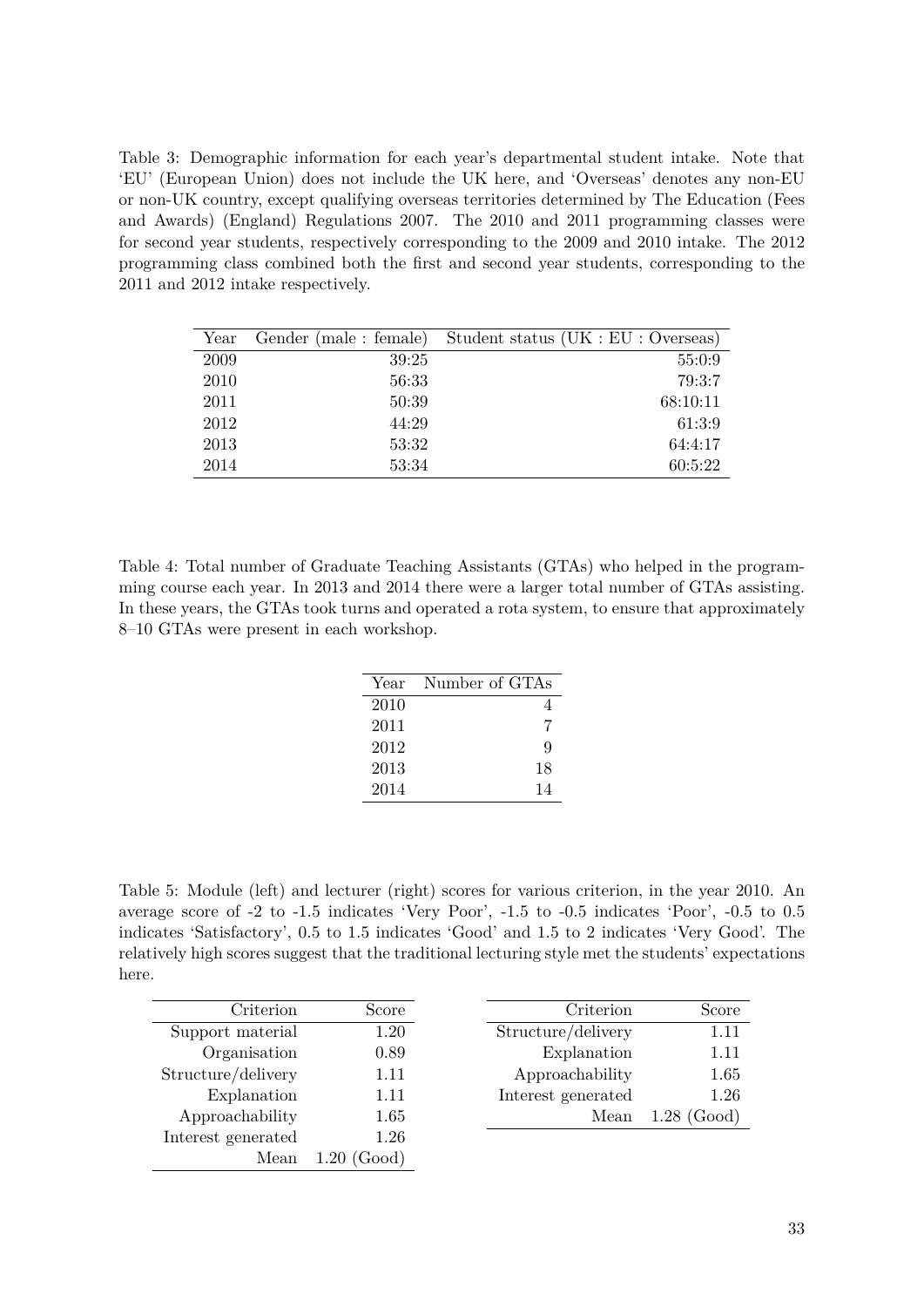Table 3: Demographic information for each year's departmental student intake. Note that 'EU' (European Union) does not include the UK here, and 'Overseas' denotes any non-EU or non-UK country, except qualifying overseas territories determined by The Education (Fees and Awards) (England) Regulations 2007. The 2010 and 2011 programming classes were for second year students, respectively corresponding to the 2009 and 2010 intake. The 2012 programming class combined both the first and second year students, corresponding to the 2011 and 2012 intake respectively.

| Year | Gender (male : female) | Student status (UK : EU : Overseas) |
|---|---|---|
| 2009 | 39:25 | 55:0:9 |
| 2010 | 56:33 | 79:3:7 |
| 2011 | 50:39 | 68:10:11 |
| 2012 | 44:29 | 61:3:9 |
| 2013 | 53:32 | 64:4:17 |
| 2014 | 53:34 | 60:5:22 |

Table 4: Total number of Graduate Teaching Assistants (GTAs) who helped in the programming course each year. In 2013 and 2014 there were a larger total number of GTAs assisting. In these years, the GTAs took turns and operated a rota system, to ensure that approximately 8–10 GTAs were present in each workshop.

| Year | Number of GTAs |
|---|---|
| 2010 | 4 |
| 2011 | 7 |
| 2012 | 9 |
| 2013 | 18 |
| 2014 | 14 |

Table 5: Module (left) and lecturer (right) scores for various criterion, in the year 2010. An average score of -2 to -1.5 indicates 'Very Poor', -1.5 to -0.5 indicates 'Poor', -0.5 to 0.5 indicates 'Satisfactory', 0.5 to 1.5 indicates 'Good' and 1.5 to 2 indicates 'Very Good'. The relatively high scores suggest that the traditional lecturing style met the students' expectations here.

| Criterion | Score |
|---|---|
| Support material | 1.20 |
| Organisation | 0.89 |
| Structure/delivery | 1.11 |
| Explanation | 1.11 |
| Approachability | 1.65 |
| Interest generated | 1.26 |
| Mean | 1.20 (Good) |

| Criterion | Score |
|---|---|
| Structure/delivery | 1.11 |
| Explanation | 1.11 |
| Approachability | 1.65 |
| Interest generated | 1.26 |
| Mean | 1.28 (Good) |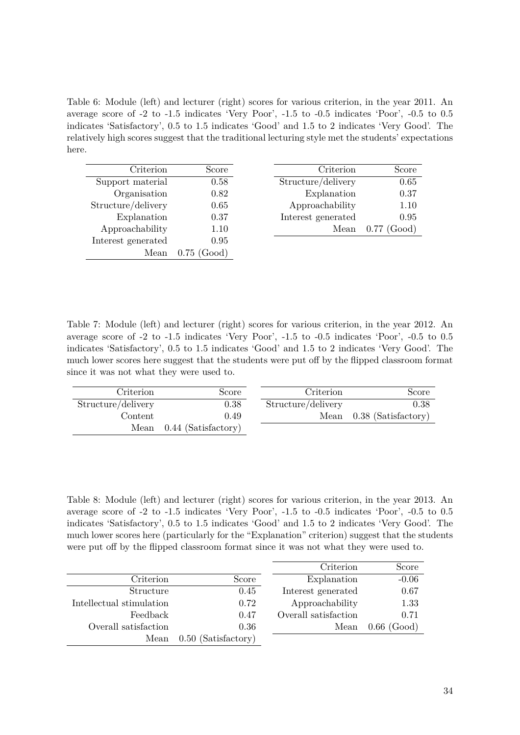Table 6: Module (left) and lecturer (right) scores for various criterion, in the year 2011. An average score of -2 to -1.5 indicates 'Very Poor', -1.5 to -0.5 indicates 'Poor', -0.5 to 0.5 indicates 'Satisfactory', 0.5 to 1.5 indicates 'Good' and 1.5 to 2 indicates 'Very Good'. The relatively high scores suggest that the traditional lecturing style met the students' expectations here.

| Criterion | Score |
|---|---|
| Support material | 0.58 |
| Organisation | 0.82 |
| Structure/delivery | 0.65 |
| Explanation | 0.37 |
| Approachability | 1.10 |
| Interest generated | 0.95 |
| Mean | 0.75 (Good) |

| Criterion | Score |
|---|---|
| Structure/delivery | 0.65 |
| Explanation | 0.37 |
| Approachability | 1.10 |
| Interest generated | 0.95 |
| Mean | 0.77 (Good) |

Table 7: Module (left) and lecturer (right) scores for various criterion, in the year 2012. An average score of -2 to -1.5 indicates 'Very Poor', -1.5 to -0.5 indicates 'Poor', -0.5 to 0.5 indicates 'Satisfactory', 0.5 to 1.5 indicates 'Good' and 1.5 to 2 indicates 'Very Good'. The much lower scores here suggest that the students were put off by the flipped classroom format since it was not what they were used to.

| Criterion | Score |
|---|---|
| Structure/delivery | 0.38 |
| Content | 0.49 |
| Mean | 0.44 (Satisfactory) |

| Criterion | Score |
|---|---|
| Structure/delivery | 0.38 |
| Mean | 0.38 (Satisfactory) |

Table 8: Module (left) and lecturer (right) scores for various criterion, in the year 2013. An average score of -2 to -1.5 indicates 'Very Poor', -1.5 to -0.5 indicates 'Poor', -0.5 to 0.5 indicates 'Satisfactory', 0.5 to 1.5 indicates 'Good' and 1.5 to 2 indicates 'Very Good'. The much lower scores here (particularly for the "Explanation" criterion) suggest that the students were put off by the flipped classroom format since it was not what they were used to.

| Criterion | Score |
|---|---|
| Structure | 0.45 |
| Intellectual stimulation | 0.72 |
| Feedback | 0.47 |
| Overall satisfaction | 0.36 |
| Mean | 0.50 (Satisfactory) |

| Criterion | Score |
|---|---|
| Explanation | -0.06 |
| Interest generated | 0.67 |
| Approachability | 1.33 |
| Overall satisfaction | 0.71 |
| Mean | 0.66 (Good) |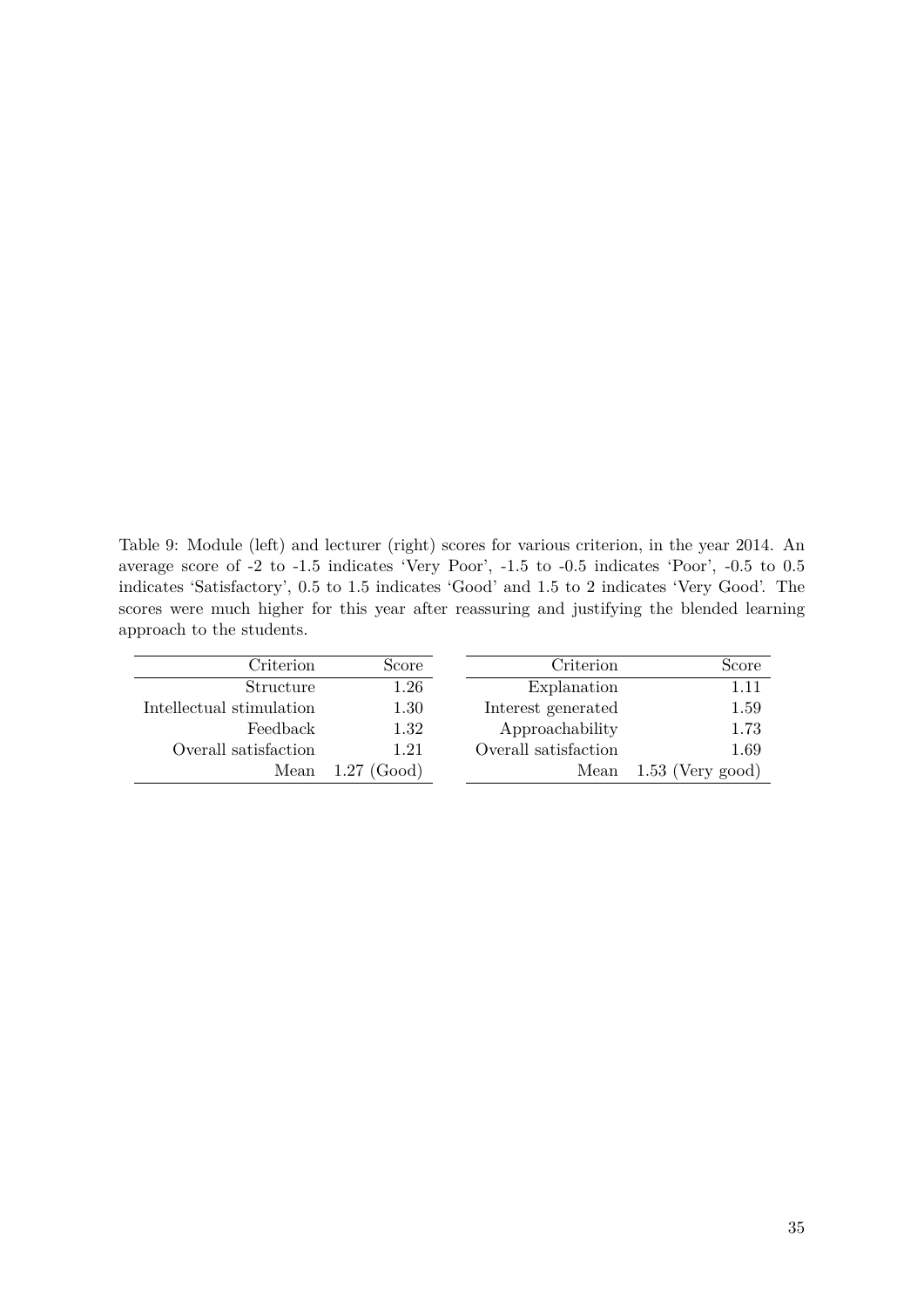Table 9: Module (left) and lecturer (right) scores for various criterion, in the year 2014. An average score of -2 to -1.5 indicates 'Very Poor', -1.5 to -0.5 indicates 'Poor', -0.5 to 0.5 indicates 'Satisfactory', 0.5 to 1.5 indicates 'Good' and 1.5 to 2 indicates 'Very Good'. The scores were much higher for this year after reassuring and justifying the blended learning approach to the students.

| Criterion | Score |
|---:|---:|
| Structure | 1.26 |
| Intellectual stimulation | 1.30 |
| Feedback | 1.32 |
| Overall satisfaction | 1.21 |
| Mean | 1.27 (Good) |

| Criterion | Score |
|---:|---:|
| Explanation | 1.11 |
| Interest generated | 1.59 |
| Approachability | 1.73 |
| Overall satisfaction | 1.69 |
| Mean | 1.53 (Very good) |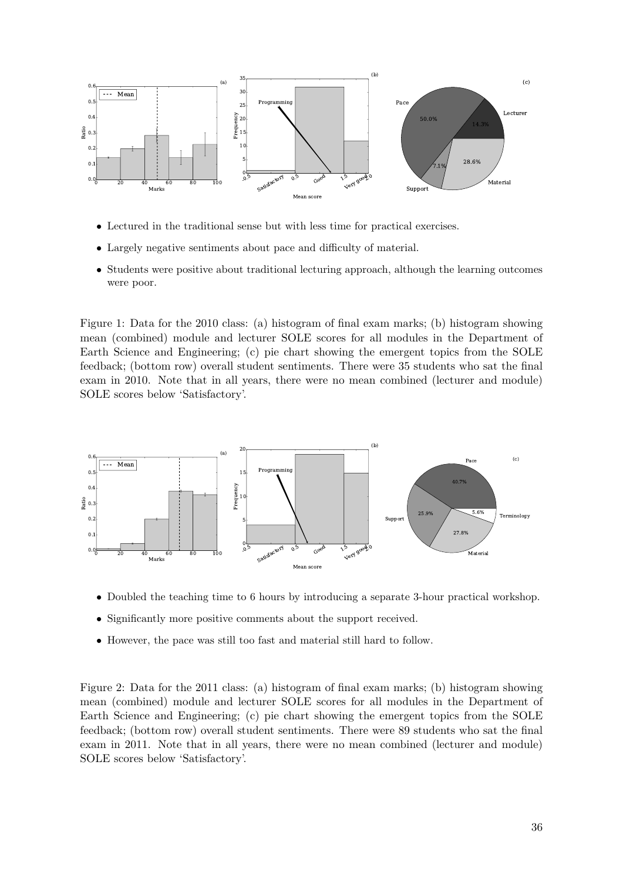- Lectured in the traditional sense but with less time for practical exercises.
- Largely negative sentiments about pace and difficulty of material.
- Students were positive about traditional lecturing approach, although the learning outcomes were poor.

Figure 1: Data for the 2010 class: (a) histogram of final exam marks; (b) histogram showing mean (combined) module and lecturer SOLE scores for all modules in the Department of Earth Science and Engineering; (c) pie chart showing the emergent topics from the SOLE feedback; (bottom row) overall student sentiments. There were 35 students who sat the final exam in 2010. Note that in all years, there were no mean combined (lecturer and module) SOLE scores below 'Satisfactory'.

- Doubled the teaching time to 6 hours by introducing a separate 3-hour practical workshop.
- Significantly more positive comments about the support received.
- However, the pace was still too fast and material still hard to follow.

Figure 2: Data for the 2011 class: (a) histogram of final exam marks; (b) histogram showing mean (combined) module and lecturer SOLE scores for all modules in the Department of Earth Science and Engineering; (c) pie chart showing the emergent topics from the SOLE feedback; (bottom row) overall student sentiments. There were 89 students who sat the final exam in 2011. Note that in all years, there were no mean combined (lecturer and module) SOLE scores below 'Satisfactory'.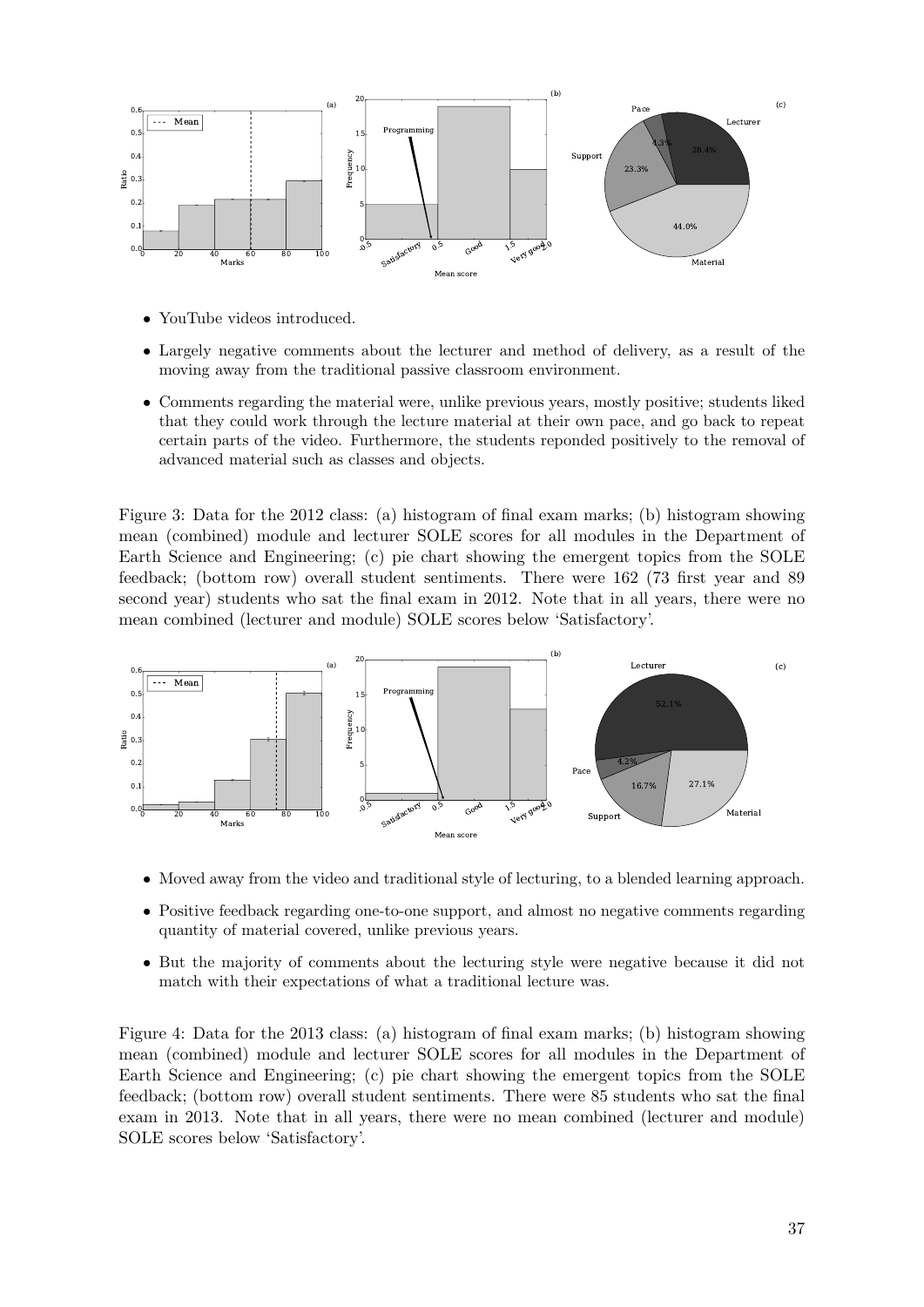- YouTube videos introduced.
- Largely negative comments about the lecturer and method of delivery, as a result of the moving away from the traditional passive classroom environment.
- Comments regarding the material were, unlike previous years, mostly positive; students liked that they could work through the lecture material at their own pace, and go back to repeat certain parts of the video. Furthermore, the students reponded positively to the removal of advanced material such as classes and objects.

Figure 3: Data for the 2012 class: (a) histogram of final exam marks; (b) histogram showing mean (combined) module and lecturer SOLE scores for all modules in the Department of Earth Science and Engineering; (c) pie chart showing the emergent topics from the SOLE feedback; (bottom row) overall student sentiments. There were 162 (73 first year and 89 second year) students who sat the final exam in 2012. Note that in all years, there were no mean combined (lecturer and module) SOLE scores below 'Satisfactory'.

- Moved away from the video and traditional style of lecturing, to a blended learning approach.
- Positive feedback regarding one-to-one support, and almost no negative comments regarding quantity of material covered, unlike previous years.
- But the majority of comments about the lecturing style were negative because it did not match with their expectations of what a traditional lecture was.

Figure 4: Data for the 2013 class: (a) histogram of final exam marks; (b) histogram showing mean (combined) module and lecturer SOLE scores for all modules in the Department of Earth Science and Engineering; (c) pie chart showing the emergent topics from the SOLE feedback; (bottom row) overall student sentiments. There were 85 students who sat the final exam in 2013. Note that in all years, there were no mean combined (lecturer and module) SOLE scores below 'Satisfactory'.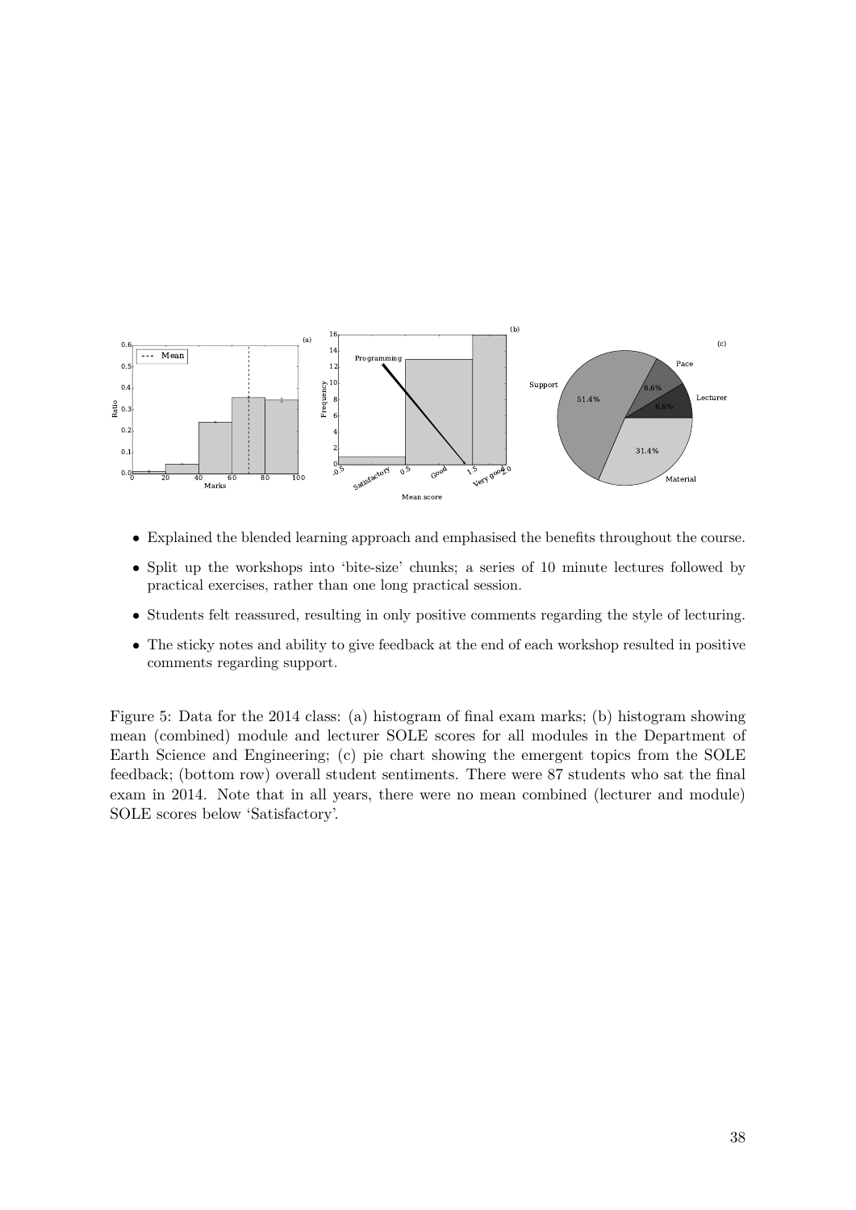(a)

Mean

Ratio

0.0
0.1
0.2
0.3
0.4
0.5
0.6

0
20
40
60
80
100

Marks

(b)

Frequency

0
2
4
6
8
10
12
14
16

Programming

-0.5
Satisfactory
0.5
Good
1.5
Very good
2.0

Mean score

(c)

Support
51.4%
Pace
8.6%
Lecturer
8.6%
31.4%
Material

- Explained the blended learning approach and emphasised the benefits throughout the course.
- Split up the workshops into 'bite-size' chunks; a series of 10 minute lectures followed by practical exercises, rather than one long practical session.
- Students felt reassured, resulting in only positive comments regarding the style of lecturing.
- The sticky notes and ability to give feedback at the end of each workshop resulted in positive comments regarding support.

Figure 5: Data for the 2014 class: (a) histogram of final exam marks; (b) histogram showing mean (combined) module and lecturer SOLE scores for all modules in the Department of Earth Science and Engineering; (c) pie chart showing the emergent topics from the SOLE feedback; (bottom row) overall student sentiments. There were 87 students who sat the final exam in 2014. Note that in all years, there were no mean combined (lecturer and module) SOLE scores below 'Satisfactory'.